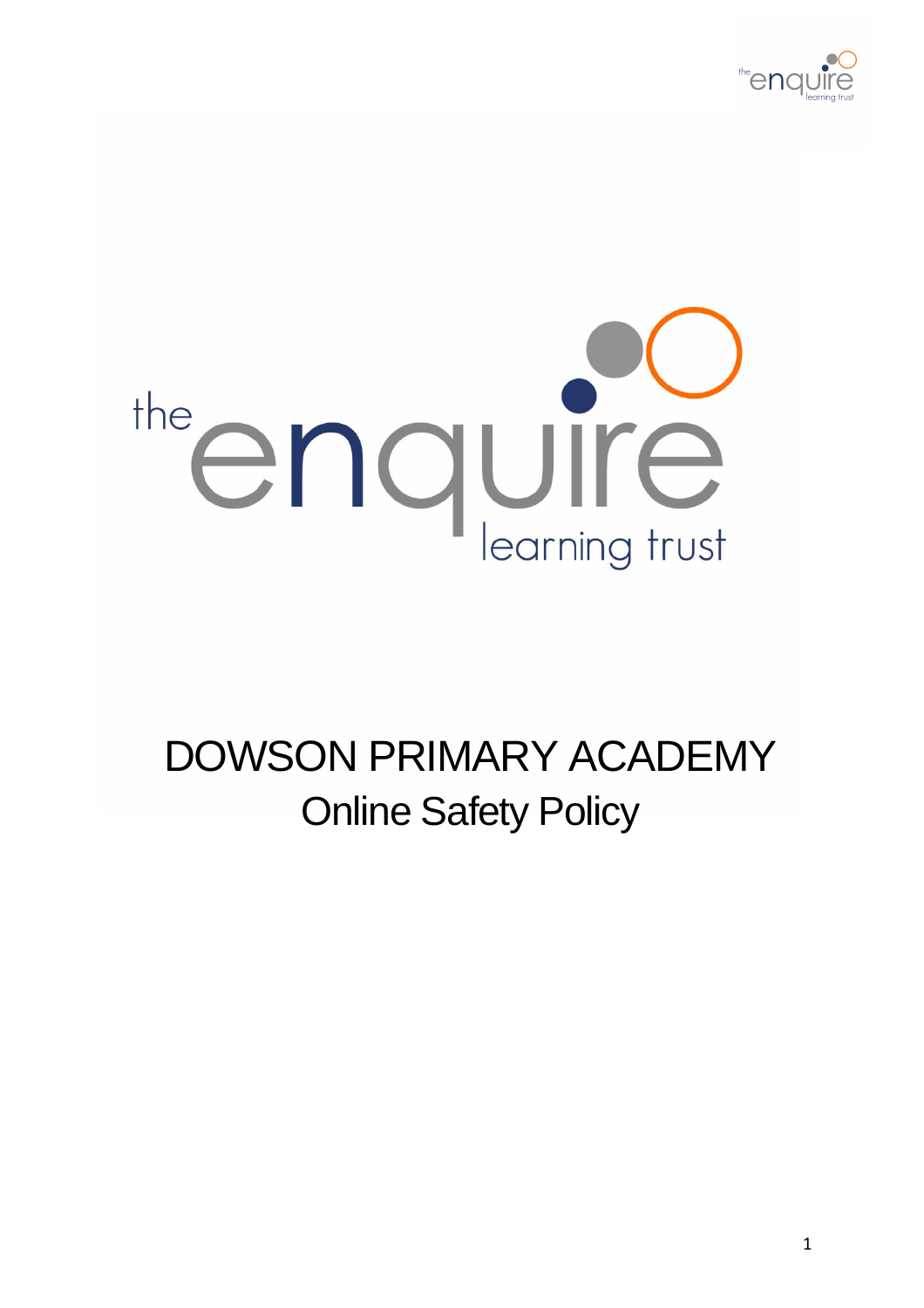# DOWSON PRIMARY ACADEMY

## Online Safety Policy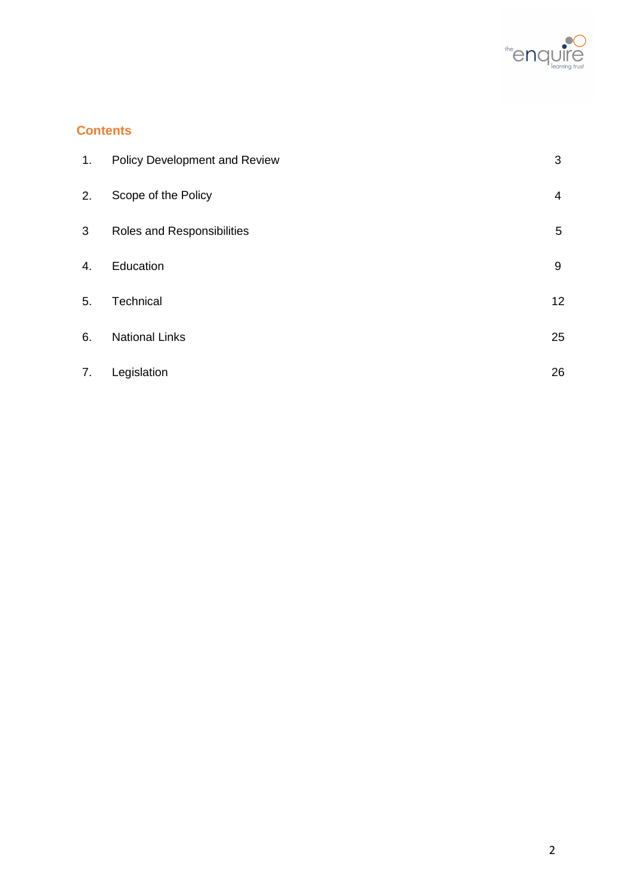## Contents

| | | |
|---|---|---|
| 1. | Policy Development and Review | 3 |
| 2. | Scope of the Policy | 4 |
| 3 | Roles and Responsibilities | 5 |
| 4. | Education | 9 |
| 5. | Technical | 12 |
| 6. | National Links | 25 |
| 7. | Legislation | 26 |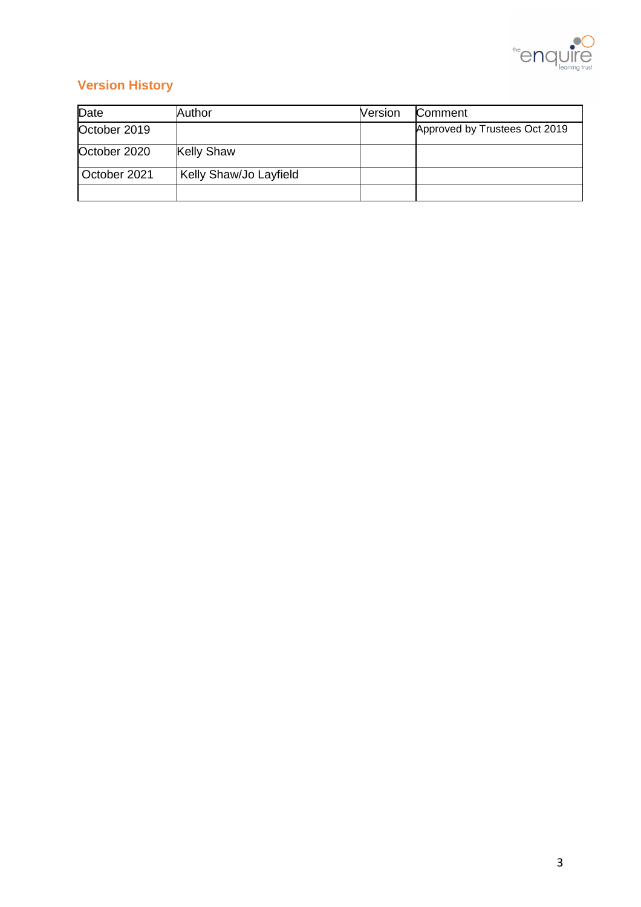## Version History

| Date | Author | Version | Comment |
|---|---|---|---|
| October 2019 | | | Approved by Trustees Oct 2019 |
| October 2020 | Kelly Shaw | | |
| October 2021 | Kelly Shaw/Jo Layfield | | |
| | | | |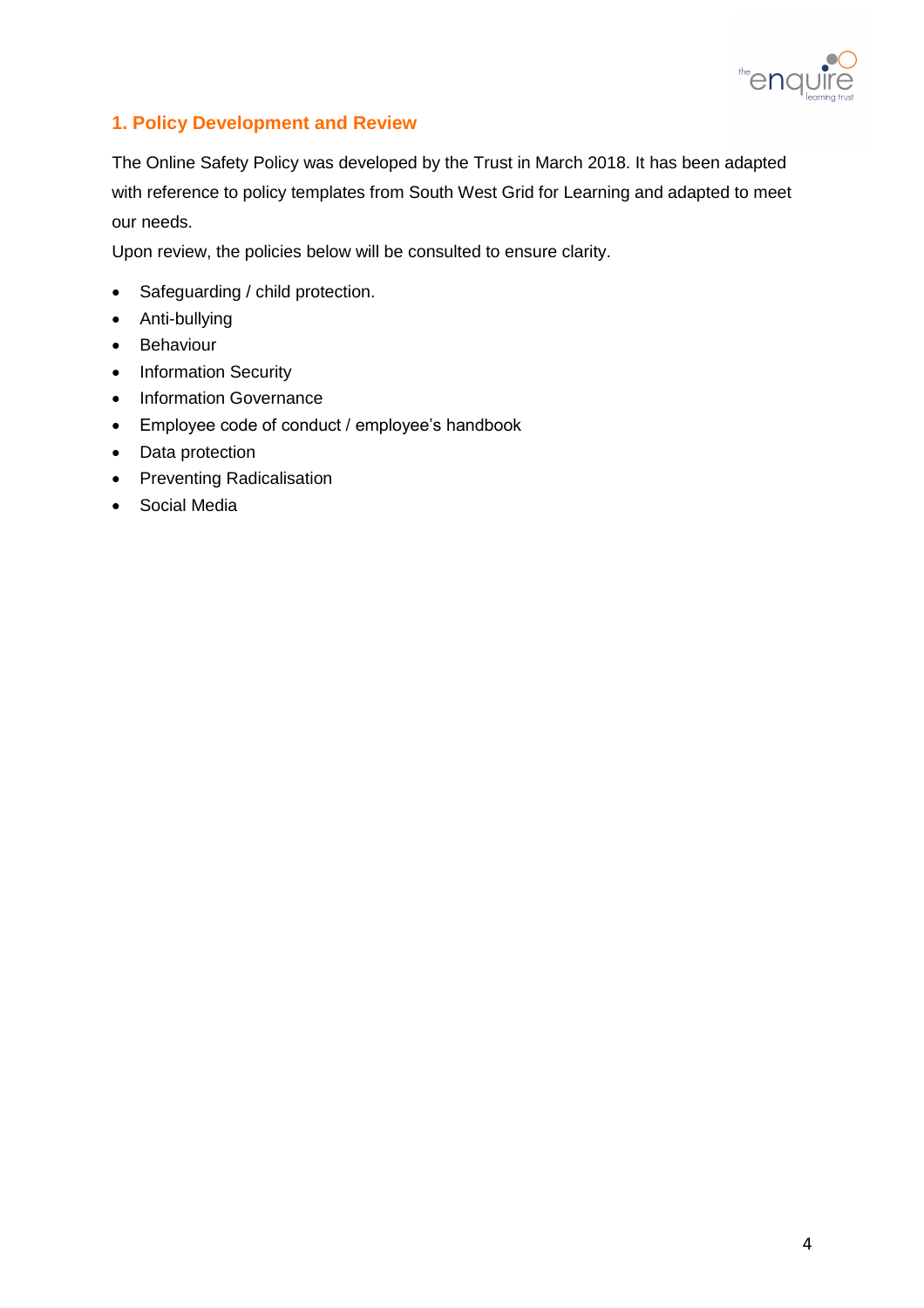## 1. Policy Development and Review

The Online Safety Policy was developed by the Trust in March 2018. It has been adapted with reference to policy templates from South West Grid for Learning and adapted to meet our needs.

Upon review, the policies below will be consulted to ensure clarity.

- Safeguarding / child protection.
- Anti-bullying
- Behaviour
- Information Security
- Information Governance
- Employee code of conduct / employee's handbook
- Data protection
- Preventing Radicalisation
- Social Media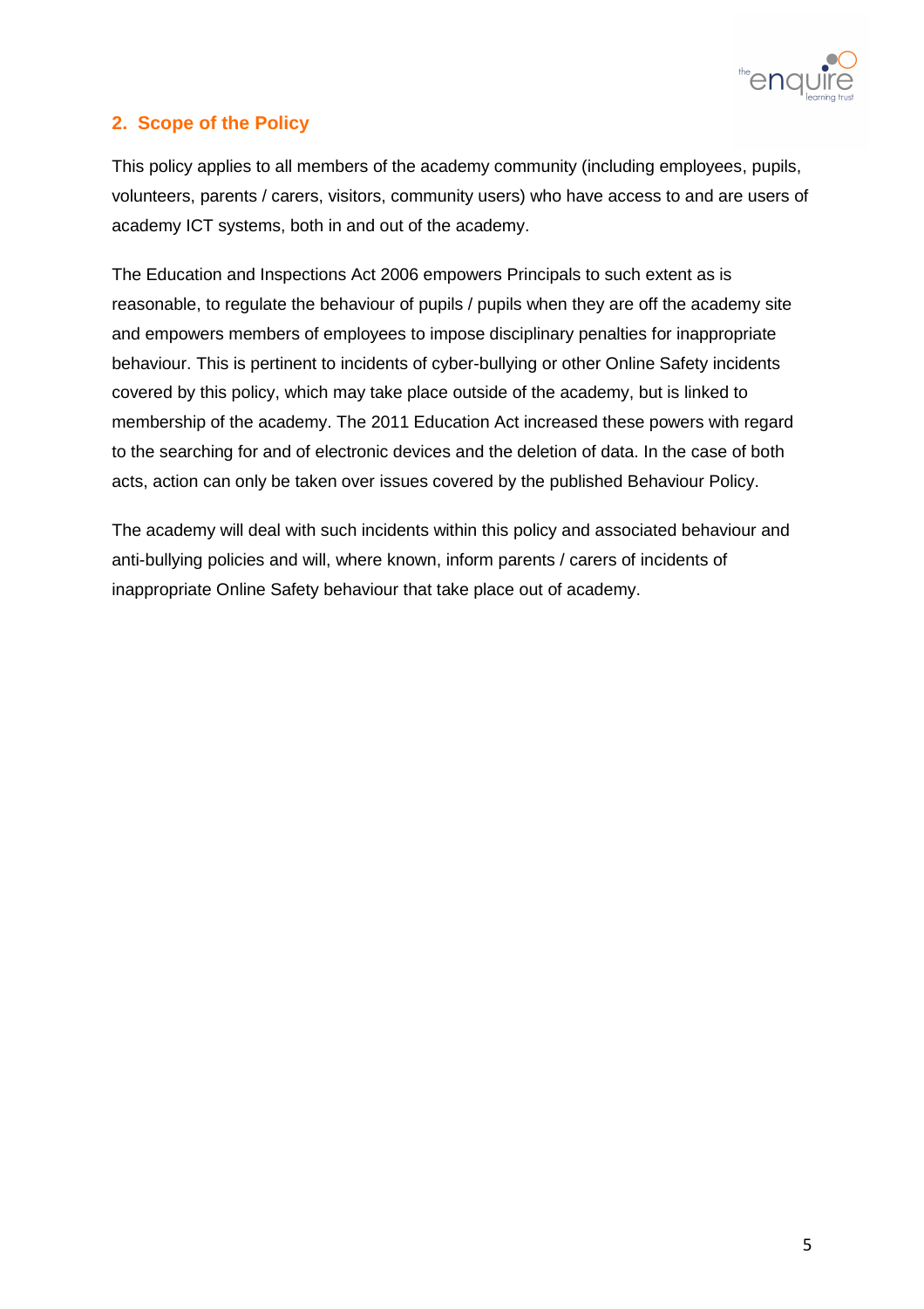## 2. Scope of the Policy

This policy applies to all members of the academy community (including employees, pupils, volunteers, parents / carers, visitors, community users) who have access to and are users of academy ICT systems, both in and out of the academy.

The Education and Inspections Act 2006 empowers Principals to such extent as is reasonable, to regulate the behaviour of pupils / pupils when they are off the academy site and empowers members of employees to impose disciplinary penalties for inappropriate behaviour. This is pertinent to incidents of cyber-bullying or other Online Safety incidents covered by this policy, which may take place outside of the academy, but is linked to membership of the academy. The 2011 Education Act increased these powers with regard to the searching for and of electronic devices and the deletion of data. In the case of both acts, action can only be taken over issues covered by the published Behaviour Policy.

The academy will deal with such incidents within this policy and associated behaviour and anti-bullying policies and will, where known, inform parents / carers of incidents of inappropriate Online Safety behaviour that take place out of academy.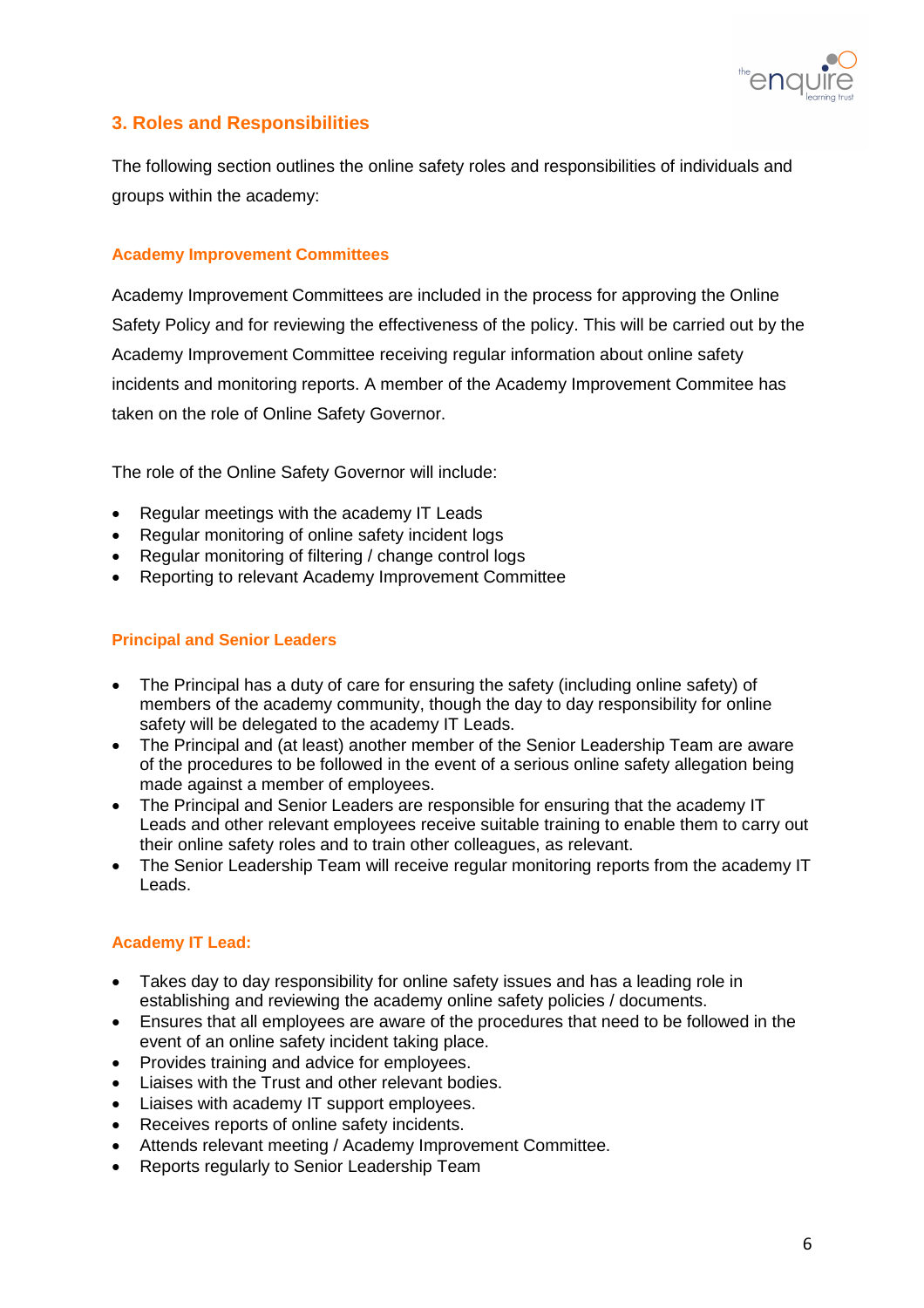## 3. Roles and Responsibilities

The following section outlines the online safety roles and responsibilities of individuals and groups within the academy:

### Academy Improvement Committees

Academy Improvement Committees are included in the process for approving the Online Safety Policy and for reviewing the effectiveness of the policy. This will be carried out by the Academy Improvement Committee receiving regular information about online safety incidents and monitoring reports. A member of the Academy Improvement Commitee has taken on the role of Online Safety Governor.

The role of the Online Safety Governor will include:

- Regular meetings with the academy IT Leads
- Regular monitoring of online safety incident logs
- Regular monitoring of filtering / change control logs
- Reporting to relevant Academy Improvement Committee

### Principal and Senior Leaders

- The Principal has a duty of care for ensuring the safety (including online safety) of members of the academy community, though the day to day responsibility for online safety will be delegated to the academy IT Leads.
- The Principal and (at least) another member of the Senior Leadership Team are aware of the procedures to be followed in the event of a serious online safety allegation being made against a member of employees.
- The Principal and Senior Leaders are responsible for ensuring that the academy IT Leads and other relevant employees receive suitable training to enable them to carry out their online safety roles and to train other colleagues, as relevant.
- The Senior Leadership Team will receive regular monitoring reports from the academy IT Leads.

### Academy IT Lead:

- Takes day to day responsibility for online safety issues and has a leading role in establishing and reviewing the academy online safety policies / documents.
- Ensures that all employees are aware of the procedures that need to be followed in the event of an online safety incident taking place.
- Provides training and advice for employees.
- Liaises with the Trust and other relevant bodies.
- Liaises with academy IT support employees.
- Receives reports of online safety incidents.
- Attends relevant meeting / Academy Improvement Committee.
- Reports regularly to Senior Leadership Team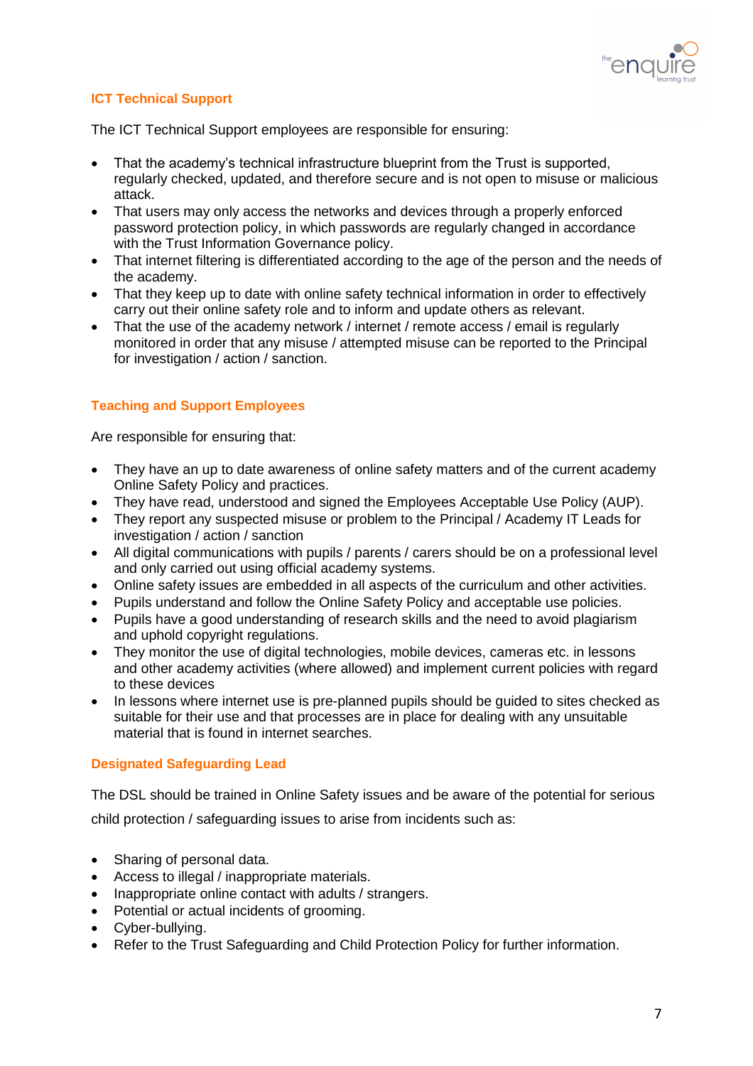### ICT Technical Support

The ICT Technical Support employees are responsible for ensuring:

- That the academy's technical infrastructure blueprint from the Trust is supported, regularly checked, updated, and therefore secure and is not open to misuse or malicious attack.
- That users may only access the networks and devices through a properly enforced password protection policy, in which passwords are regularly changed in accordance with the Trust Information Governance policy.
- That internet filtering is differentiated according to the age of the person and the needs of the academy.
- That they keep up to date with online safety technical information in order to effectively carry out their online safety role and to inform and update others as relevant.
- That the use of the academy network / internet / remote access / email is regularly monitored in order that any misuse / attempted misuse can be reported to the Principal for investigation / action / sanction.

### Teaching and Support Employees

Are responsible for ensuring that:

- They have an up to date awareness of online safety matters and of the current academy Online Safety Policy and practices.
- They have read, understood and signed the Employees Acceptable Use Policy (AUP).
- They report any suspected misuse or problem to the Principal / Academy IT Leads for investigation / action / sanction
- All digital communications with pupils / parents / carers should be on a professional level and only carried out using official academy systems.
- Online safety issues are embedded in all aspects of the curriculum and other activities.
- Pupils understand and follow the Online Safety Policy and acceptable use policies.
- Pupils have a good understanding of research skills and the need to avoid plagiarism and uphold copyright regulations.
- They monitor the use of digital technologies, mobile devices, cameras etc. in lessons and other academy activities (where allowed) and implement current policies with regard to these devices
- In lessons where internet use is pre-planned pupils should be guided to sites checked as suitable for their use and that processes are in place for dealing with any unsuitable material that is found in internet searches.

### Designated Safeguarding Lead

The DSL should be trained in Online Safety issues and be aware of the potential for serious child protection / safeguarding issues to arise from incidents such as:

- Sharing of personal data.
- Access to illegal / inappropriate materials.
- Inappropriate online contact with adults / strangers.
- Potential or actual incidents of grooming.
- Cyber-bullying.
- Refer to the Trust Safeguarding and Child Protection Policy for further information.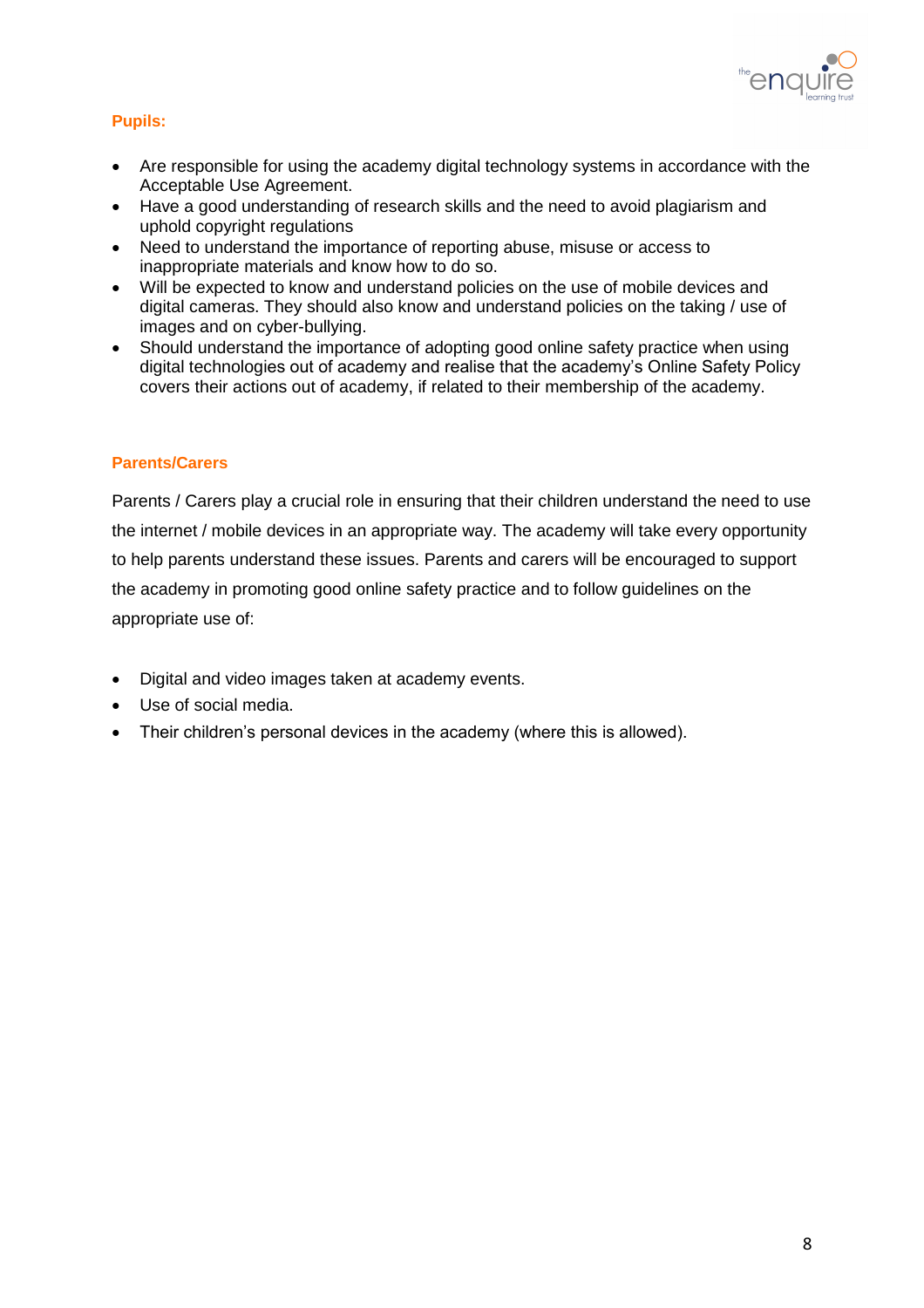**Pupils:**

- Are responsible for using the academy digital technology systems in accordance with the Acceptable Use Agreement.
- Have a good understanding of research skills and the need to avoid plagiarism and uphold copyright regulations
- Need to understand the importance of reporting abuse, misuse or access to inappropriate materials and know how to do so.
- Will be expected to know and understand policies on the use of mobile devices and digital cameras. They should also know and understand policies on the taking / use of images and on cyber-bullying.
- Should understand the importance of adopting good online safety practice when using digital technologies out of academy and realise that the academy's Online Safety Policy covers their actions out of academy, if related to their membership of the academy.

**Parents/Carers**

Parents / Carers play a crucial role in ensuring that their children understand the need to use the internet / mobile devices in an appropriate way. The academy will take every opportunity to help parents understand these issues. Parents and carers will be encouraged to support the academy in promoting good online safety practice and to follow guidelines on the appropriate use of:

- Digital and video images taken at academy events.
- Use of social media.
- Their children's personal devices in the academy (where this is allowed).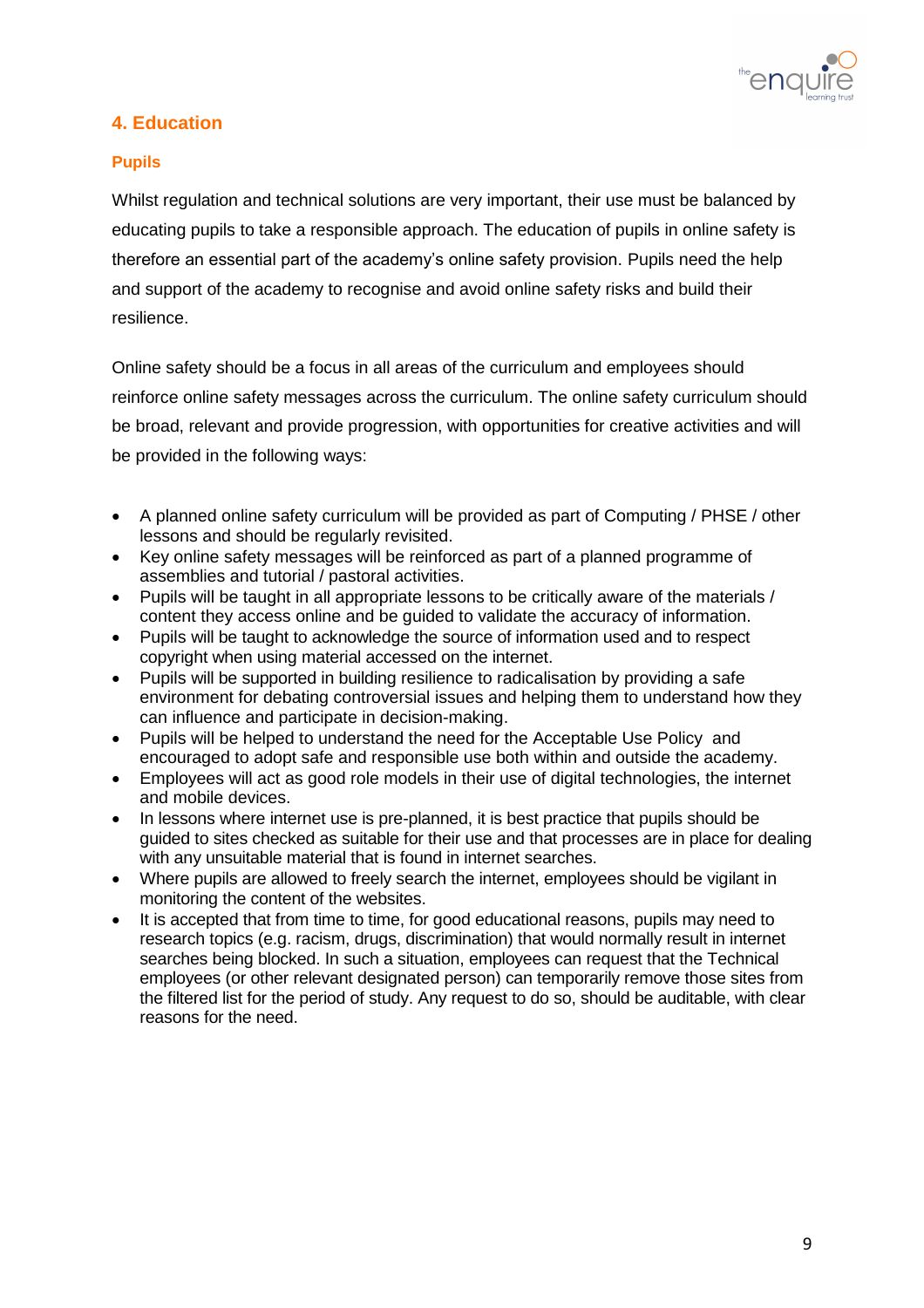## 4. Education

### Pupils

Whilst regulation and technical solutions are very important, their use must be balanced by educating pupils to take a responsible approach. The education of pupils in online safety is therefore an essential part of the academy's online safety provision. Pupils need the help and support of the academy to recognise and avoid online safety risks and build their resilience.

Online safety should be a focus in all areas of the curriculum and employees should reinforce online safety messages across the curriculum. The online safety curriculum should be broad, relevant and provide progression, with opportunities for creative activities and will be provided in the following ways:

- A planned online safety curriculum will be provided as part of Computing / PHSE / other lessons and should be regularly revisited.
- Key online safety messages will be reinforced as part of a planned programme of assemblies and tutorial / pastoral activities.
- Pupils will be taught in all appropriate lessons to be critically aware of the materials / content they access online and be guided to validate the accuracy of information.
- Pupils will be taught to acknowledge the source of information used and to respect copyright when using material accessed on the internet.
- Pupils will be supported in building resilience to radicalisation by providing a safe environment for debating controversial issues and helping them to understand how they can influence and participate in decision-making.
- Pupils will be helped to understand the need for the Acceptable Use Policy and encouraged to adopt safe and responsible use both within and outside the academy.
- Employees will act as good role models in their use of digital technologies, the internet and mobile devices.
- In lessons where internet use is pre-planned, it is best practice that pupils should be guided to sites checked as suitable for their use and that processes are in place for dealing with any unsuitable material that is found in internet searches.
- Where pupils are allowed to freely search the internet, employees should be vigilant in monitoring the content of the websites.
- It is accepted that from time to time, for good educational reasons, pupils may need to research topics (e.g. racism, drugs, discrimination) that would normally result in internet searches being blocked. In such a situation, employees can request that the Technical employees (or other relevant designated person) can temporarily remove those sites from the filtered list for the period of study. Any request to do so, should be auditable, with clear reasons for the need.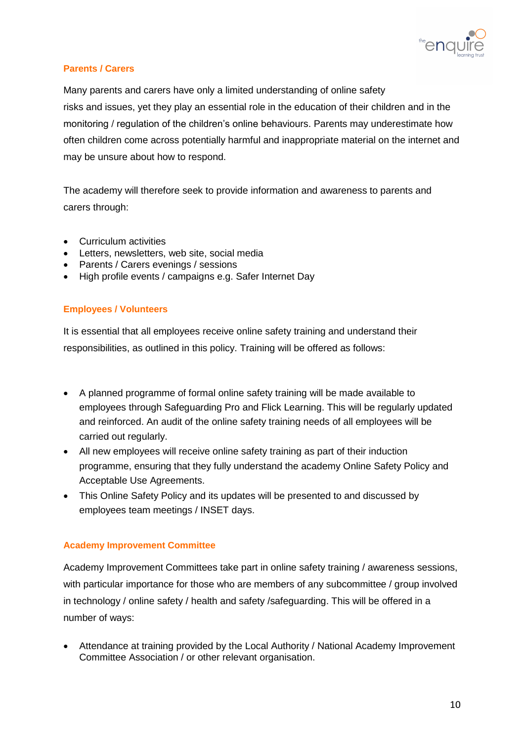### Parents / Carers

Many parents and carers have only a limited understanding of online safety risks and issues, yet they play an essential role in the education of their children and in the monitoring / regulation of the children's online behaviours. Parents may underestimate how often children come across potentially harmful and inappropriate material on the internet and may be unsure about how to respond.

The academy will therefore seek to provide information and awareness to parents and carers through:

- Curriculum activities
- Letters, newsletters, web site, social media
- Parents / Carers evenings / sessions
- High profile events / campaigns e.g. Safer Internet Day

### Employees / Volunteers

It is essential that all employees receive online safety training and understand their responsibilities, as outlined in this policy. Training will be offered as follows:

- A planned programme of formal online safety training will be made available to employees through Safeguarding Pro and Flick Learning. This will be regularly updated and reinforced. An audit of the online safety training needs of all employees will be carried out regularly.
- All new employees will receive online safety training as part of their induction programme, ensuring that they fully understand the academy Online Safety Policy and Acceptable Use Agreements.
- This Online Safety Policy and its updates will be presented to and discussed by employees team meetings / INSET days.

### Academy Improvement Committee

Academy Improvement Committees take part in online safety training / awareness sessions, with particular importance for those who are members of any subcommittee / group involved in technology / online safety / health and safety /safeguarding. This will be offered in a number of ways:

- Attendance at training provided by the Local Authority / National Academy Improvement Committee Association / or other relevant organisation.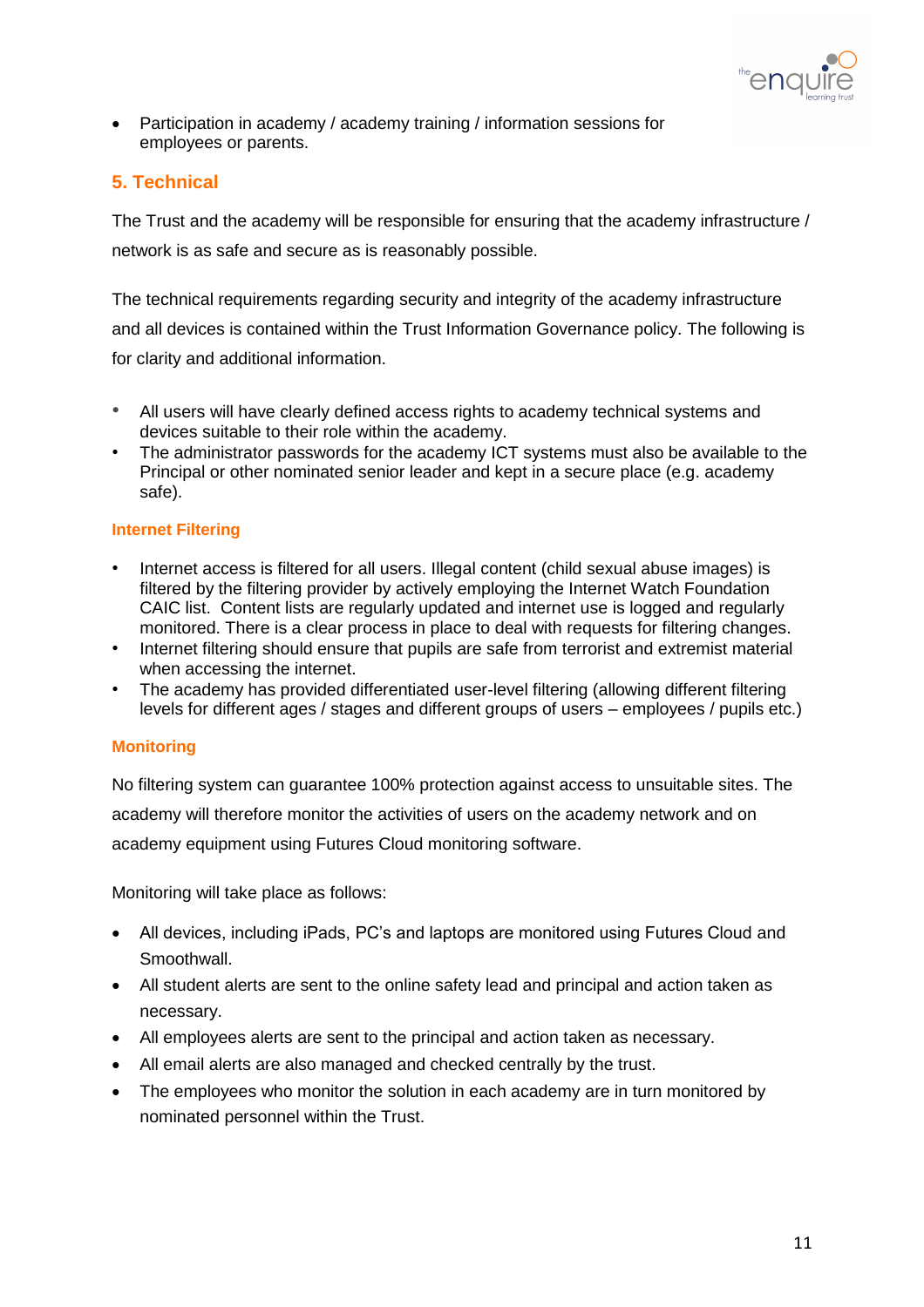- Participation in academy / academy training / information sessions for employees or parents.

## 5. Technical

The Trust and the academy will be responsible for ensuring that the academy infrastructure / network is as safe and secure as is reasonably possible.

The technical requirements regarding security and integrity of the academy infrastructure and all devices is contained within the Trust Information Governance policy. The following is for clarity and additional information.

- All users will have clearly defined access rights to academy technical systems and devices suitable to their role within the academy.
- The administrator passwords for the academy ICT systems must also be available to the Principal or other nominated senior leader and kept in a secure place (e.g. academy safe).

### Internet Filtering

- Internet access is filtered for all users. Illegal content (child sexual abuse images) is filtered by the filtering provider by actively employing the Internet Watch Foundation CAIC list. Content lists are regularly updated and internet use is logged and regularly monitored. There is a clear process in place to deal with requests for filtering changes.
- Internet filtering should ensure that pupils are safe from terrorist and extremist material when accessing the internet.
- The academy has provided differentiated user-level filtering (allowing different filtering levels for different ages / stages and different groups of users – employees / pupils etc.)

### Monitoring

No filtering system can guarantee 100% protection against access to unsuitable sites. The academy will therefore monitor the activities of users on the academy network and on academy equipment using Futures Cloud monitoring software.

Monitoring will take place as follows:

- All devices, including iPads, PC's and laptops are monitored using Futures Cloud and Smoothwall.
- All student alerts are sent to the online safety lead and principal and action taken as necessary.
- All employees alerts are sent to the principal and action taken as necessary.
- All email alerts are also managed and checked centrally by the trust.
- The employees who monitor the solution in each academy are in turn monitored by nominated personnel within the Trust.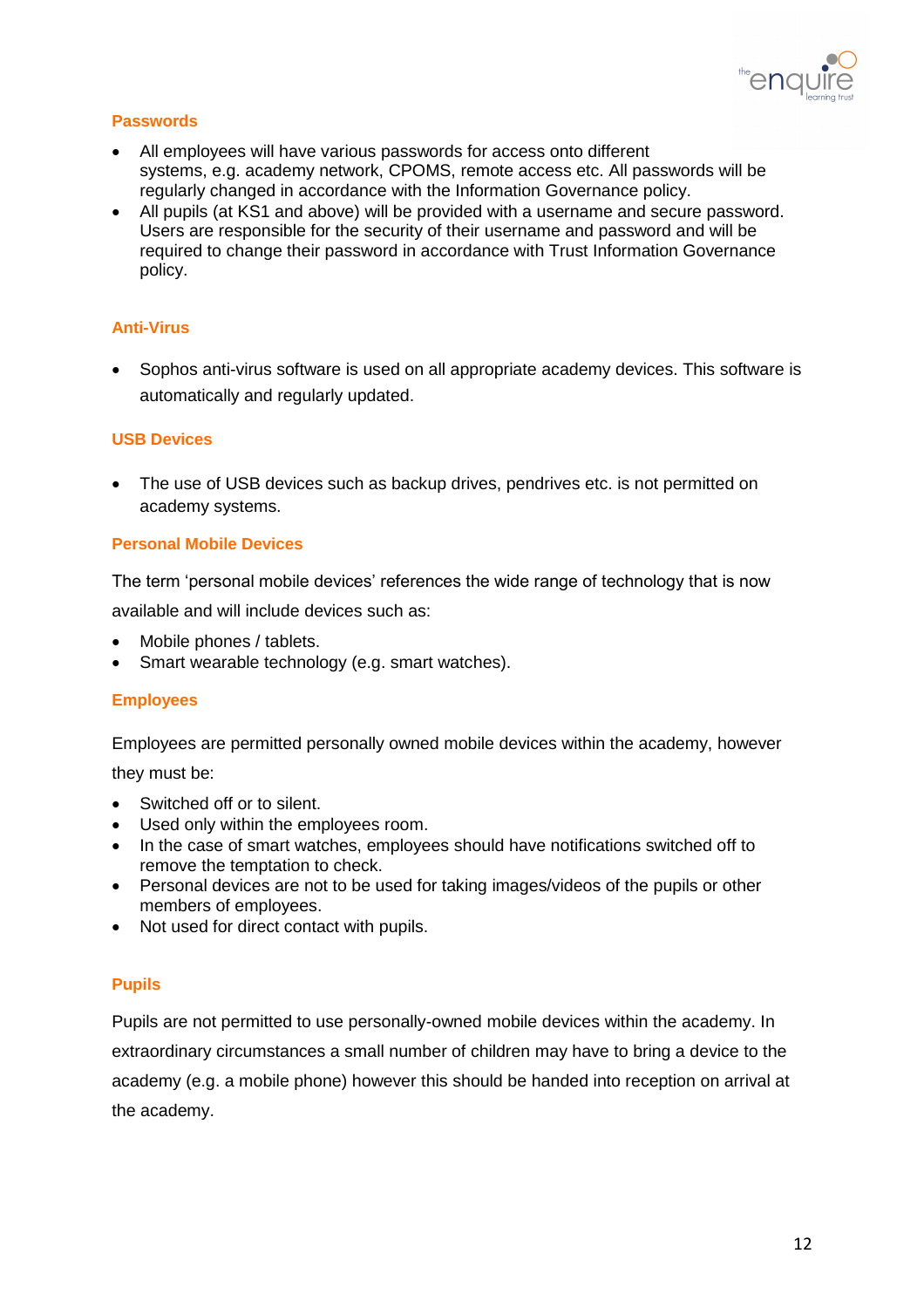## Passwords

- All employees will have various passwords for access onto different systems, e.g. academy network, CPOMS, remote access etc. All passwords will be regularly changed in accordance with the Information Governance policy.
- All pupils (at KS1 and above) will be provided with a username and secure password. Users are responsible for the security of their username and password and will be required to change their password in accordance with Trust Information Governance policy.

## Anti-Virus

- Sophos anti-virus software is used on all appropriate academy devices. This software is automatically and regularly updated.

## USB Devices

- The use of USB devices such as backup drives, pendrives etc. is not permitted on academy systems.

## Personal Mobile Devices

The term 'personal mobile devices' references the wide range of technology that is now available and will include devices such as:

- Mobile phones / tablets.
- Smart wearable technology (e.g. smart watches).

### Employees

Employees are permitted personally owned mobile devices within the academy, however they must be:

- Switched off or to silent.
- Used only within the employees room.
- In the case of smart watches, employees should have notifications switched off to remove the temptation to check.
- Personal devices are not to be used for taking images/videos of the pupils or other members of employees.
- Not used for direct contact with pupils.

### Pupils

Pupils are not permitted to use personally-owned mobile devices within the academy. In extraordinary circumstances a small number of children may have to bring a device to the academy (e.g. a mobile phone) however this should be handed into reception on arrival at the academy.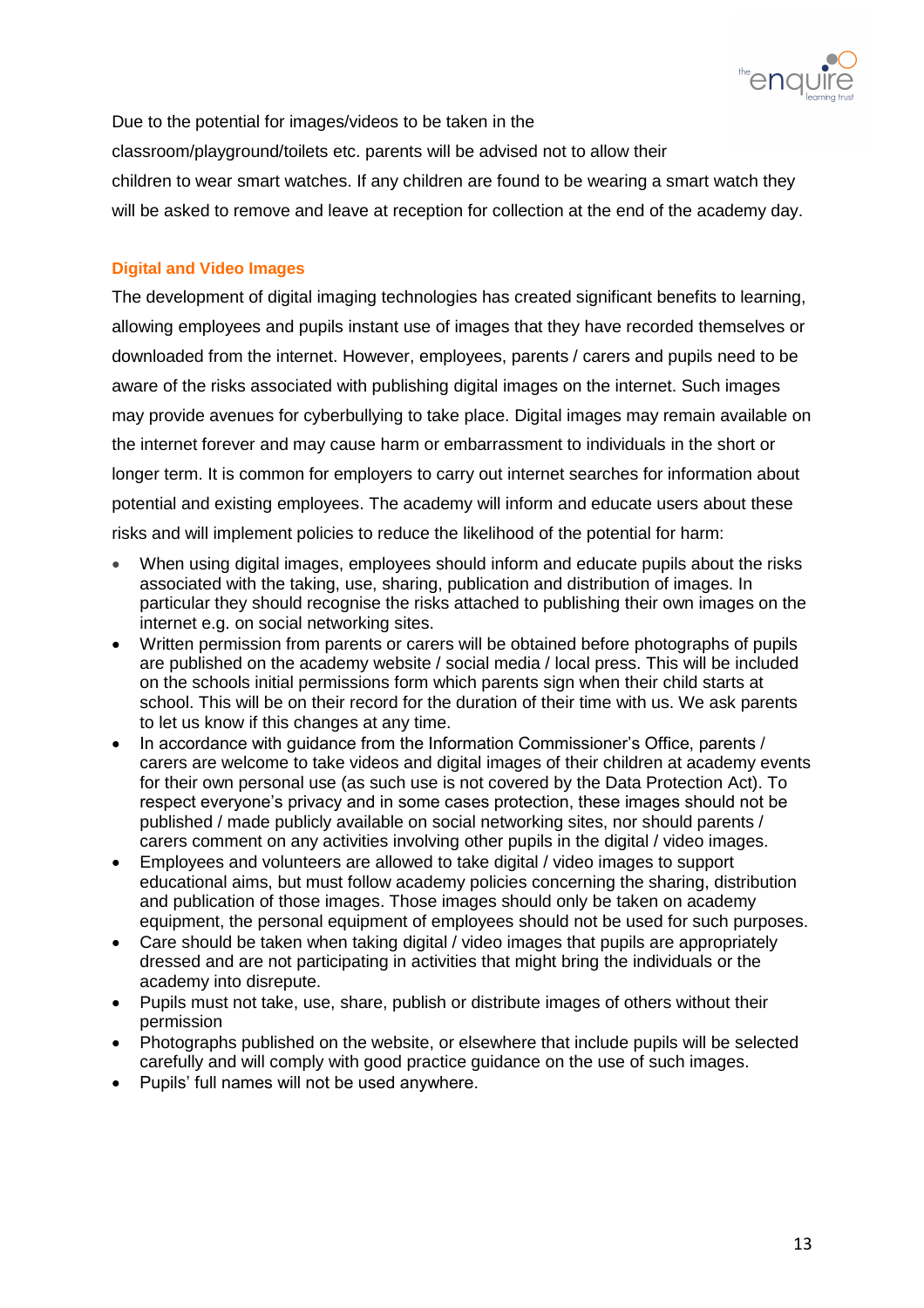Due to the potential for images/videos to be taken in the classroom/playground/toilets etc. parents will be advised not to allow their children to wear smart watches. If any children are found to be wearing a smart watch they will be asked to remove and leave at reception for collection at the end of the academy day.

### Digital and Video Images

The development of digital imaging technologies has created significant benefits to learning, allowing employees and pupils instant use of images that they have recorded themselves or downloaded from the internet. However, employees, parents / carers and pupils need to be aware of the risks associated with publishing digital images on the internet. Such images may provide avenues for cyberbullying to take place. Digital images may remain available on the internet forever and may cause harm or embarrassment to individuals in the short or longer term. It is common for employers to carry out internet searches for information about potential and existing employees. The academy will inform and educate users about these risks and will implement policies to reduce the likelihood of the potential for harm:

- When using digital images, employees should inform and educate pupils about the risks associated with the taking, use, sharing, publication and distribution of images. In particular they should recognise the risks attached to publishing their own images on the internet e.g. on social networking sites.
- Written permission from parents or carers will be obtained before photographs of pupils are published on the academy website / social media / local press. This will be included on the schools initial permissions form which parents sign when their child starts at school. This will be on their record for the duration of their time with us. We ask parents to let us know if this changes at any time.
- In accordance with guidance from the Information Commissioner's Office, parents / carers are welcome to take videos and digital images of their children at academy events for their own personal use (as such use is not covered by the Data Protection Act). To respect everyone's privacy and in some cases protection, these images should not be published / made publicly available on social networking sites, nor should parents / carers comment on any activities involving other pupils in the digital / video images.
- Employees and volunteers are allowed to take digital / video images to support educational aims, but must follow academy policies concerning the sharing, distribution and publication of those images. Those images should only be taken on academy equipment, the personal equipment of employees should not be used for such purposes.
- Care should be taken when taking digital / video images that pupils are appropriately dressed and are not participating in activities that might bring the individuals or the academy into disrepute.
- Pupils must not take, use, share, publish or distribute images of others without their permission
- Photographs published on the website, or elsewhere that include pupils will be selected carefully and will comply with good practice guidance on the use of such images.
- Pupils' full names will not be used anywhere.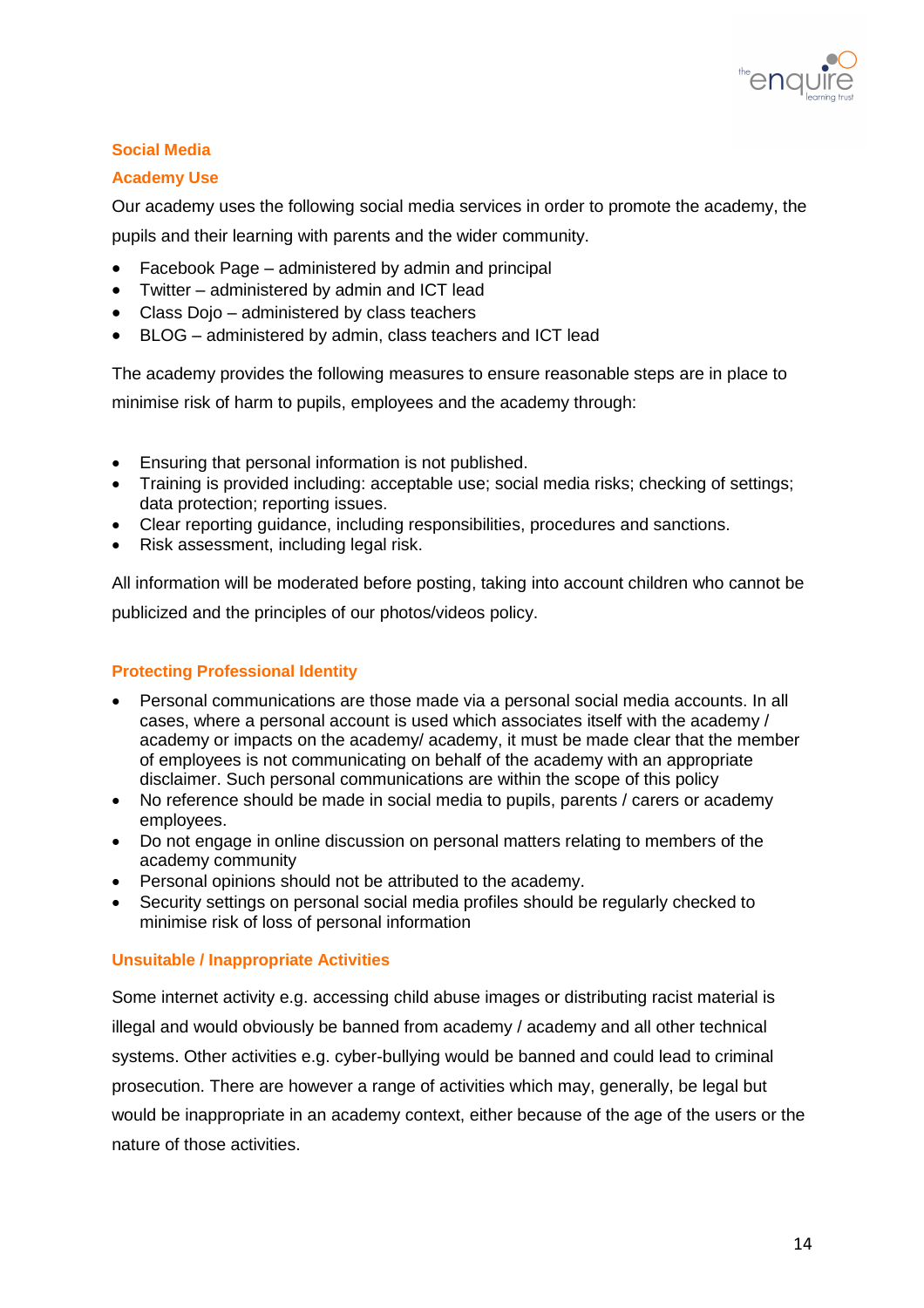## Social Media

### Academy Use

Our academy uses the following social media services in order to promote the academy, the pupils and their learning with parents and the wider community.

- Facebook Page – administered by admin and principal
- Twitter – administered by admin and ICT lead
- Class Dojo – administered by class teachers
- BLOG – administered by admin, class teachers and ICT lead

The academy provides the following measures to ensure reasonable steps are in place to minimise risk of harm to pupils, employees and the academy through:

- Ensuring that personal information is not published.
- Training is provided including: acceptable use; social media risks; checking of settings; data protection; reporting issues.
- Clear reporting guidance, including responsibilities, procedures and sanctions.
- Risk assessment, including legal risk.

All information will be moderated before posting, taking into account children who cannot be publicized and the principles of our photos/videos policy.

### Protecting Professional Identity

- Personal communications are those made via a personal social media accounts. In all cases, where a personal account is used which associates itself with the academy / academy or impacts on the academy/ academy, it must be made clear that the member of employees is not communicating on behalf of the academy with an appropriate disclaimer. Such personal communications are within the scope of this policy
- No reference should be made in social media to pupils, parents / carers or academy employees.
- Do not engage in online discussion on personal matters relating to members of the academy community
- Personal opinions should not be attributed to the academy.
- Security settings on personal social media profiles should be regularly checked to minimise risk of loss of personal information

### Unsuitable / Inappropriate Activities

Some internet activity e.g. accessing child abuse images or distributing racist material is illegal and would obviously be banned from academy / academy and all other technical systems. Other activities e.g. cyber-bullying would be banned and could lead to criminal prosecution. There are however a range of activities which may, generally, be legal but would be inappropriate in an academy context, either because of the age of the users or the nature of those activities.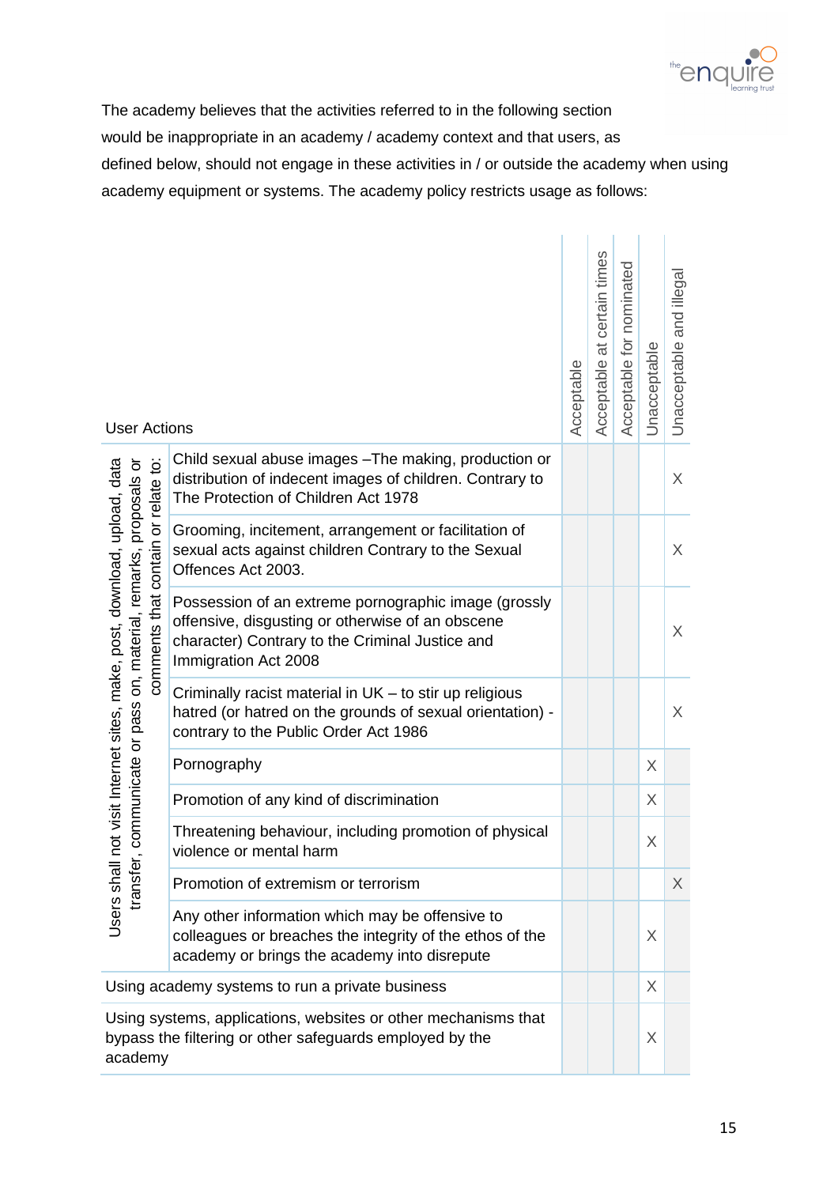The academy believes that the activities referred to in the following section would be inappropriate in an academy / academy context and that users, as defined below, should not engage in these activities in / or outside the academy when using academy equipment or systems. The academy policy restricts usage as follows:

| User Actions | | Acceptable | Acceptable at certain times | Acceptable for nominated | Unacceptable | Unacceptable and illegal |
|---|---|---|---|---|---|---|
| Users shall not visit Internet sites, make, post, download, upload, data transfer, communicate or pass on, material, remarks, proposals or comments that contain or relate to: | Child sexual abuse images –The making, production or distribution of indecent images of children. Contrary to The Protection of Children Act 1978 | | | | | X |
| | Grooming, incitement, arrangement or facilitation of sexual acts against children Contrary to the Sexual Offences Act 2003. | | | | | X |
| | Possession of an extreme pornographic image (grossly offensive, disgusting or otherwise of an obscene character) Contrary to the Criminal Justice and Immigration Act 2008 | | | | | X |
| | Criminally racist material in UK – to stir up religious hatred (or hatred on the grounds of sexual orientation) - contrary to the Public Order Act 1986 | | | | | X |
| | Pornography | | | | X | |
| | Promotion of any kind of discrimination | | | | X | |
| | Threatening behaviour, including promotion of physical violence or mental harm | | | | X | |
| | Promotion of extremism or terrorism | | | | | X |
| | Any other information which may be offensive to colleagues or breaches the integrity of the ethos of the academy or brings the academy into disrepute | | | | X | |
| Using academy systems to run a private business | | | | | X | |
| Using systems, applications, websites or other mechanisms that bypass the filtering or other safeguards employed by the academy | | | | | X | |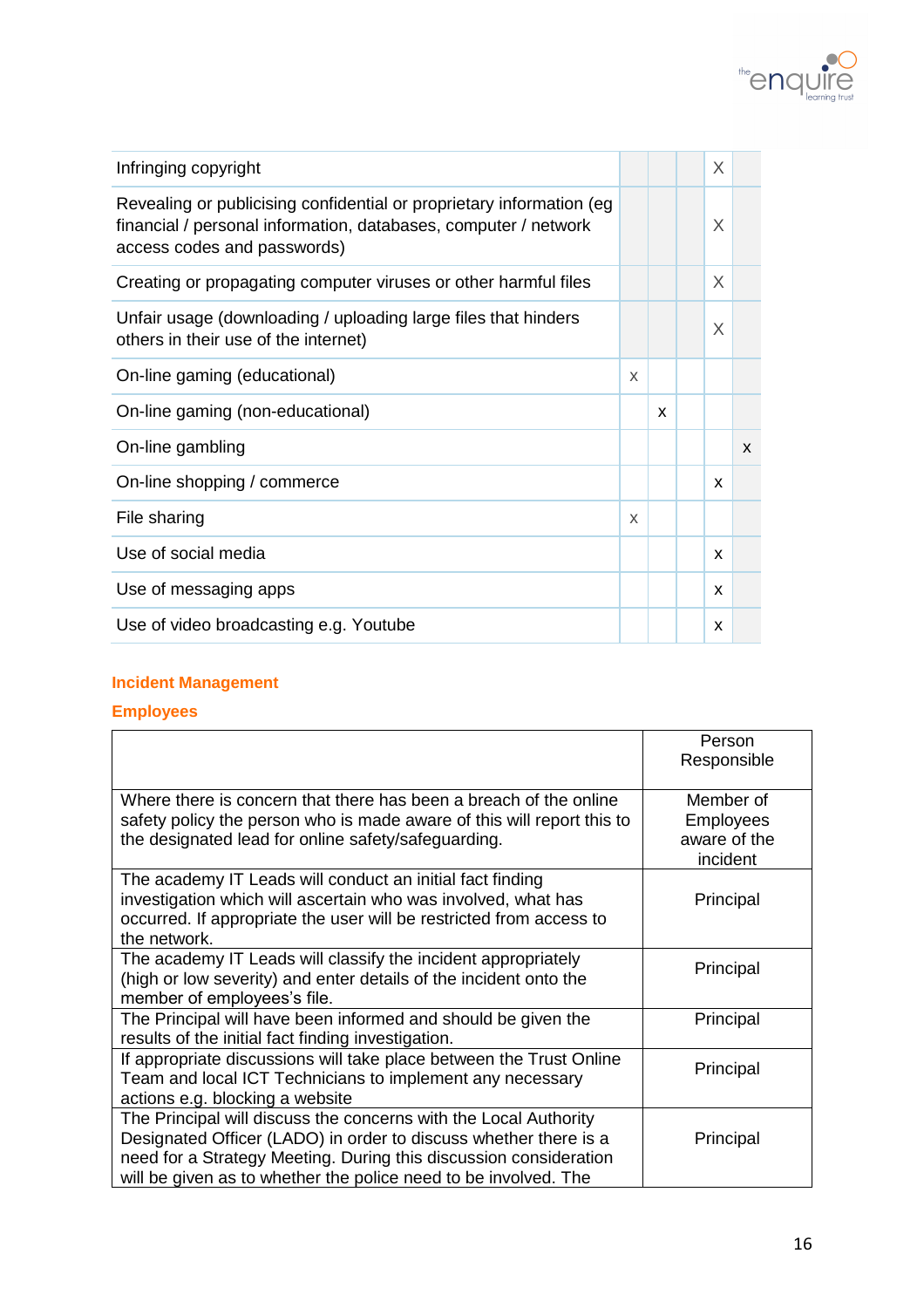| | | | | | |
|---|---|---|---|---|---|
| Infringing copyright | | | | X | |
| Revealing or publicising confidential or proprietary information (eg financial / personal information, databases, computer / network access codes and passwords) | | | | X | |
| Creating or propagating computer viruses or other harmful files | | | | X | |
| Unfair usage (downloading / uploading large files that hinders others in their use of the internet) | | | | X | |
| On-line gaming (educational) | x | | | | |
| On-line gaming (non-educational) | | x | | | |
| On-line gambling | | | | | x |
| On-line shopping / commerce | | | | x | |
| File sharing | x | | | | |
| Use of social media | | | | x | |
| Use of messaging apps | | | | x | |
| Use of video broadcasting e.g. Youtube | | | | x | |

**Incident Management**

**Employees**

| | Person Responsible |
|---|---|
| Where there is concern that there has been a breach of the online safety policy the person who is made aware of this will report this to the designated lead for online safety/safeguarding. | Member of Employees aware of the incident |
| The academy IT Leads will conduct an initial fact finding investigation which will ascertain who was involved, what has occurred. If appropriate the user will be restricted from access to the network. | Principal |
| The academy IT Leads will classify the incident appropriately (high or low severity) and enter details of the incident onto the member of employees's file. | Principal |
| The Principal will have been informed and should be given the results of the initial fact finding investigation. | Principal |
| If appropriate discussions will take place between the Trust Online Team and local ICT Technicians to implement any necessary actions e.g. blocking a website | Principal |
| The Principal will discuss the concerns with the Local Authority Designated Officer (LADO) in order to discuss whether there is a need for a Strategy Meeting. During this discussion consideration will be given as to whether the police need to be involved. The | Principal |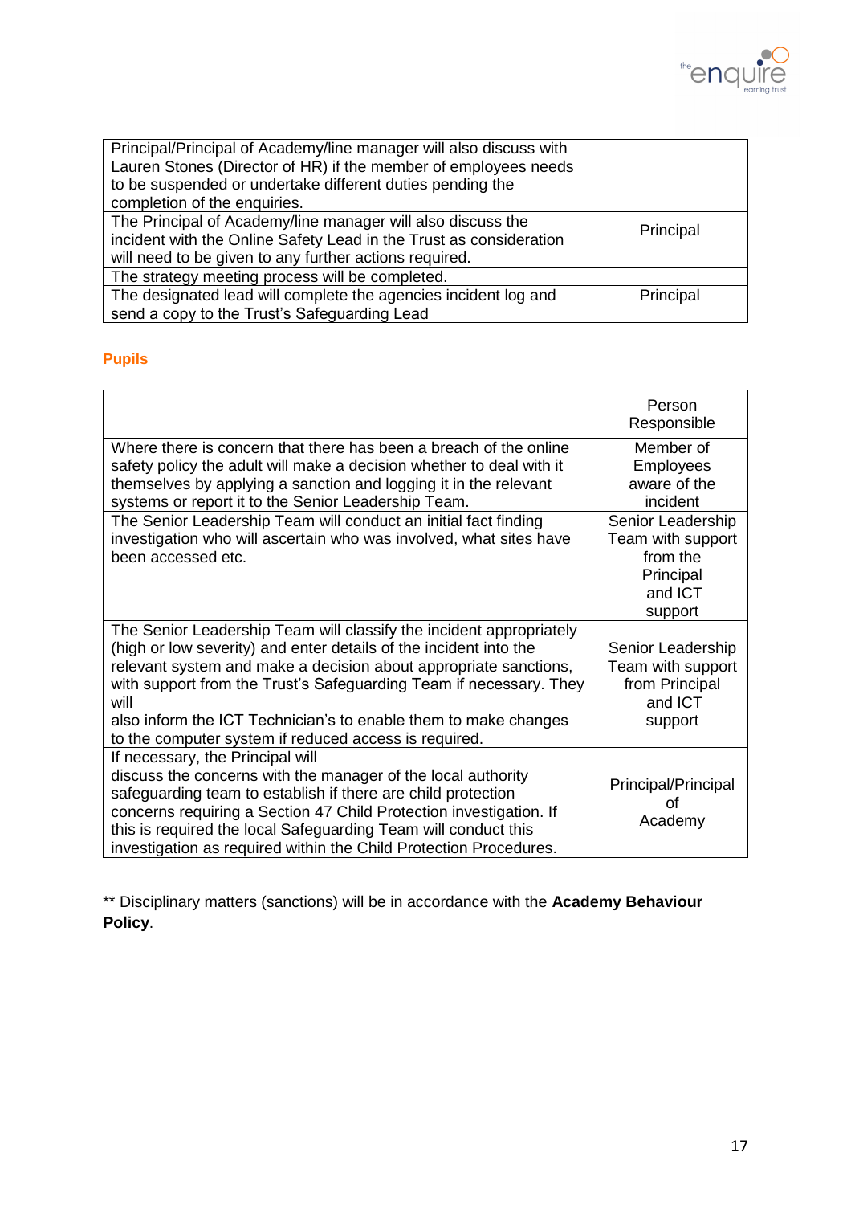| | |
|---|---|
| Principal/Principal of Academy/line manager will also discuss with Lauren Stones (Director of HR) if the member of employees needs to be suspended or undertake different duties pending the completion of the enquiries. | |
| The Principal of Academy/line manager will also discuss the incident with the Online Safety Lead in the Trust as consideration will need to be given to any further actions required. | Principal |
| The strategy meeting process will be completed. | |
| The designated lead will complete the agencies incident log and send a copy to the Trust's Safeguarding Lead | Principal |

## Pupils

| | Person Responsible |
|---|---|
| Where there is concern that there has been a breach of the online safety policy the adult will make a decision whether to deal with it themselves by applying a sanction and logging it in the relevant systems or report it to the Senior Leadership Team. | Member of Employees aware of the incident |
| The Senior Leadership Team will conduct an initial fact finding investigation who will ascertain who was involved, what sites have been accessed etc. | Senior Leadership Team with support from the Principal and ICT support |
| The Senior Leadership Team will classify the incident appropriately (high or low severity) and enter details of the incident into the relevant system and make a decision about appropriate sanctions, with support from the Trust's Safeguarding Team if necessary. They will also inform the ICT Technician's to enable them to make changes to the computer system if reduced access is required. | Senior Leadership Team with support from Principal and ICT support |
| If necessary, the Principal will discuss the concerns with the manager of the local authority safeguarding team to establish if there are child protection concerns requiring a Section 47 Child Protection investigation. If this is required the local Safeguarding Team will conduct this investigation as required within the Child Protection Procedures. | Principal/Principal of Academy |

** Disciplinary matters (sanctions) will be in accordance with the **Academy Behaviour Policy**.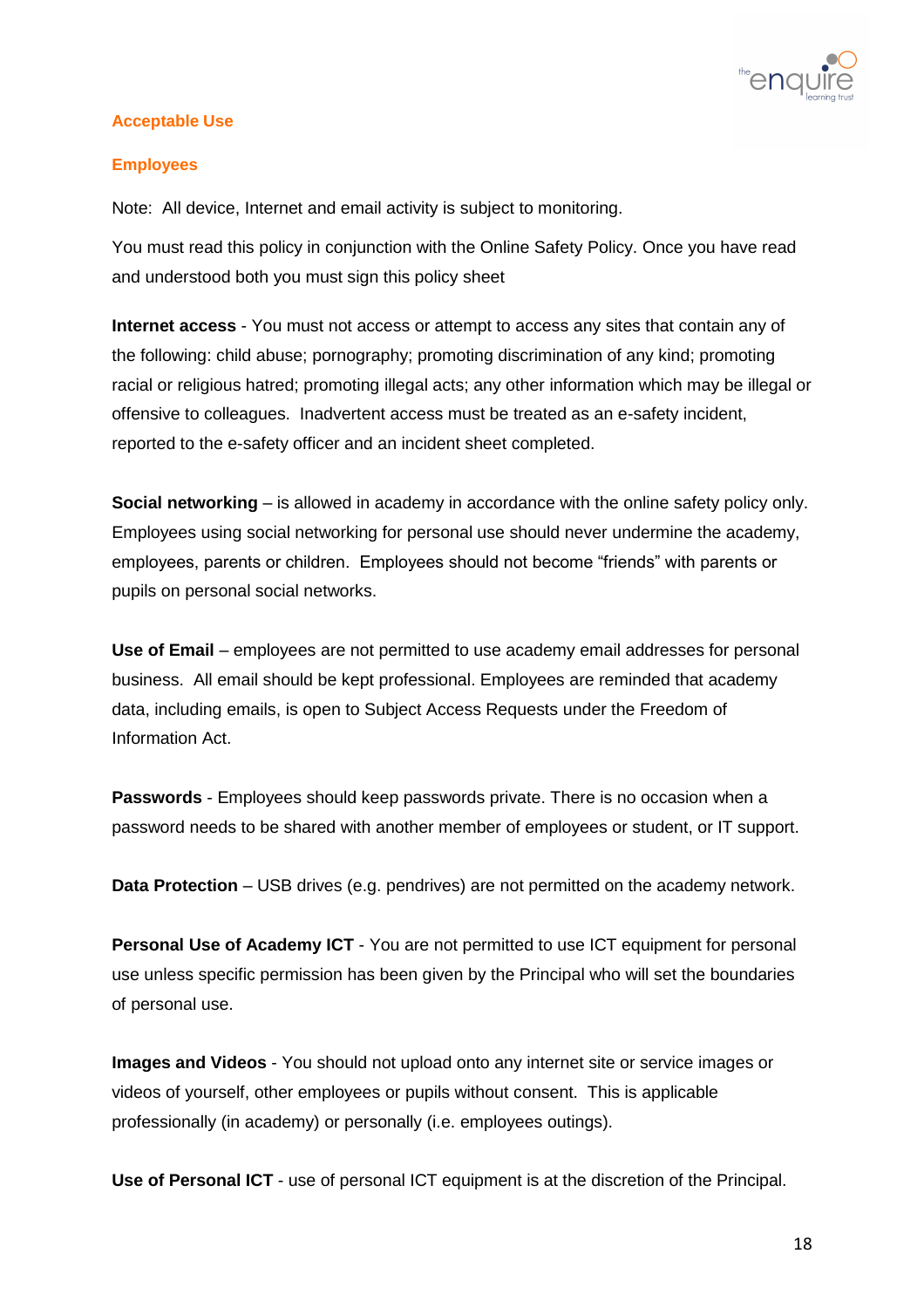## Acceptable Use

### Employees

Note: All device, Internet and email activity is subject to monitoring.

You must read this policy in conjunction with the Online Safety Policy. Once you have read and understood both you must sign this policy sheet

**Internet access** - You must not access or attempt to access any sites that contain any of the following: child abuse; pornography; promoting discrimination of any kind; promoting racial or religious hatred; promoting illegal acts; any other information which may be illegal or offensive to colleagues. Inadvertent access must be treated as an e-safety incident, reported to the e-safety officer and an incident sheet completed.

**Social networking** – is allowed in academy in accordance with the online safety policy only. Employees using social networking for personal use should never undermine the academy, employees, parents or children. Employees should not become "friends" with parents or pupils on personal social networks.

**Use of Email** – employees are not permitted to use academy email addresses for personal business. All email should be kept professional. Employees are reminded that academy data, including emails, is open to Subject Access Requests under the Freedom of Information Act.

**Passwords** - Employees should keep passwords private. There is no occasion when a password needs to be shared with another member of employees or student, or IT support.

**Data Protection** – USB drives (e.g. pendrives) are not permitted on the academy network.

**Personal Use of Academy ICT** - You are not permitted to use ICT equipment for personal use unless specific permission has been given by the Principal who will set the boundaries of personal use.

**Images and Videos** - You should not upload onto any internet site or service images or videos of yourself, other employees or pupils without consent. This is applicable professionally (in academy) or personally (i.e. employees outings).

**Use of Personal ICT** - use of personal ICT equipment is at the discretion of the Principal.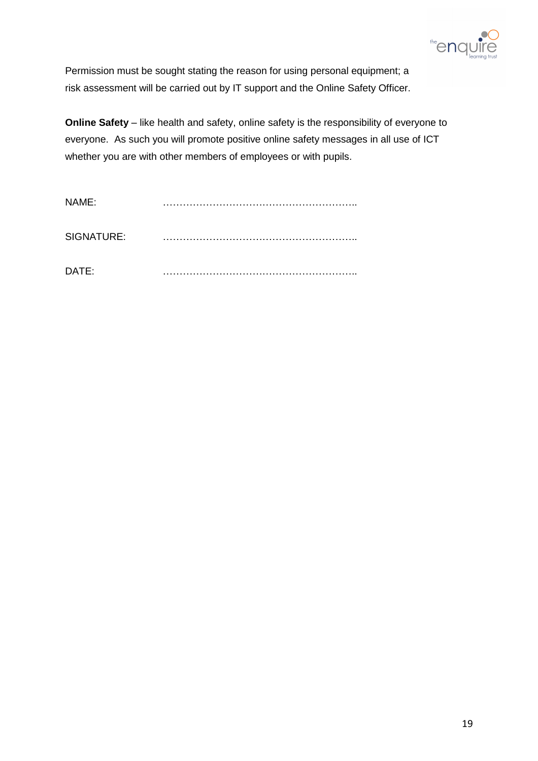Permission must be sought stating the reason for using personal equipment; a risk assessment will be carried out by IT support and the Online Safety Officer.

**Online Safety** – like health and safety, online safety is the responsibility of everyone to everyone. As such you will promote positive online safety messages in all use of ICT whether you are with other members of employees or with pupils.

NAME: ……………………………………………………..

SIGNATURE: ……………………………………………………..

DATE: ……………………………………………………..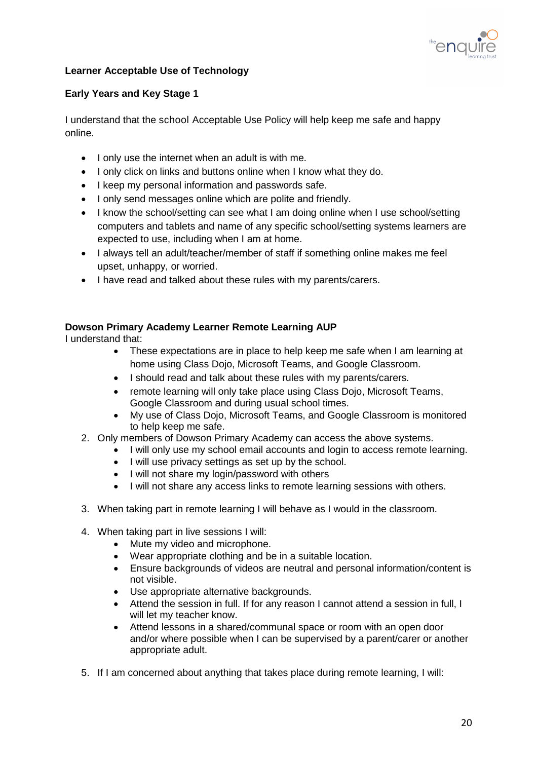**Learner Acceptable Use of Technology**

**Early Years and Key Stage 1**

I understand that the school Acceptable Use Policy will help keep me safe and happy online.

- I only use the internet when an adult is with me.
- I only click on links and buttons online when I know what they do.
- I keep my personal information and passwords safe.
- I only send messages online which are polite and friendly.
- I know the school/setting can see what I am doing online when I use school/setting computers and tablets and name of any specific school/setting systems learners are expected to use, including when I am at home.
- I always tell an adult/teacher/member of staff if something online makes me feel upset, unhappy, or worried.
- I have read and talked about these rules with my parents/carers.

**Dowson Primary Academy Learner Remote Learning AUP**

I understand that:

- These expectations are in place to help keep me safe when I am learning at home using Class Dojo, Microsoft Teams, and Google Classroom.
- I should read and talk about these rules with my parents/carers.
- remote learning will only take place using Class Dojo, Microsoft Teams, Google Classroom and during usual school times.
- My use of Class Dojo, Microsoft Teams, and Google Classroom is monitored to help keep me safe.

2. Only members of Dowson Primary Academy can access the above systems.
   - I will only use my school email accounts and login to access remote learning.
   - I will use privacy settings as set up by the school.
   - I will not share my login/password with others
   - I will not share any access links to remote learning sessions with others.

3. When taking part in remote learning I will behave as I would in the classroom.

4. When taking part in live sessions I will:
   - Mute my video and microphone.
   - Wear appropriate clothing and be in a suitable location.
   - Ensure backgrounds of videos are neutral and personal information/content is not visible.
   - Use appropriate alternative backgrounds.
   - Attend the session in full. If for any reason I cannot attend a session in full, I will let my teacher know.
   - Attend lessons in a shared/communal space or room with an open door and/or where possible when I can be supervised by a parent/carer or another appropriate adult.

5. If I am concerned about anything that takes place during remote learning, I will: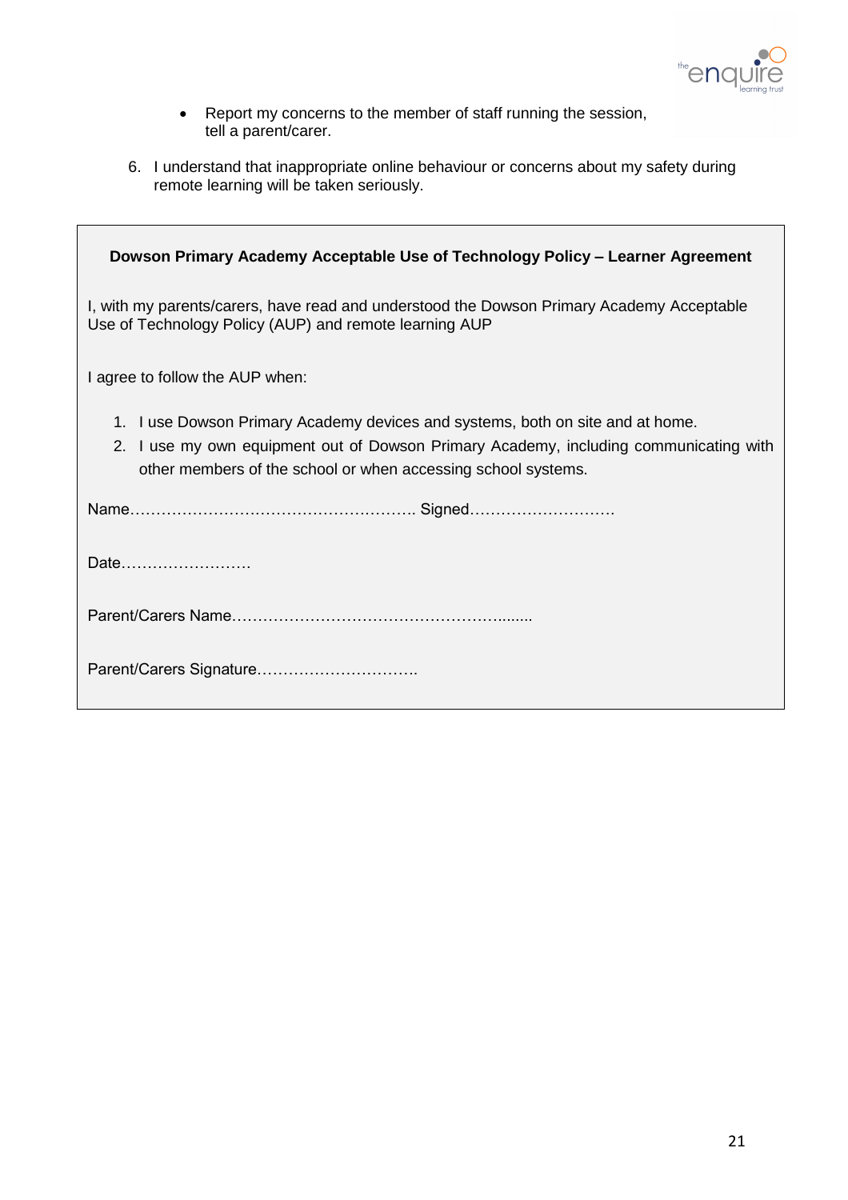- Report my concerns to the member of staff running the session, tell a parent/carer.

6. I understand that inappropriate online behaviour or concerns about my safety during remote learning will be taken seriously.

**Dowson Primary Academy Acceptable Use of Technology Policy – Learner Agreement**

I, with my parents/carers, have read and understood the Dowson Primary Academy Acceptable Use of Technology Policy (AUP) and remote learning AUP

I agree to follow the AUP when:

1. I use Dowson Primary Academy devices and systems, both on site and at home.
2. I use my own equipment out of Dowson Primary Academy, including communicating with other members of the school or when accessing school systems.

Name……………………………………………….. Signed……………………….

Date…………………….

Parent/Carers Name……………………………………………........

Parent/Carers Signature………………………….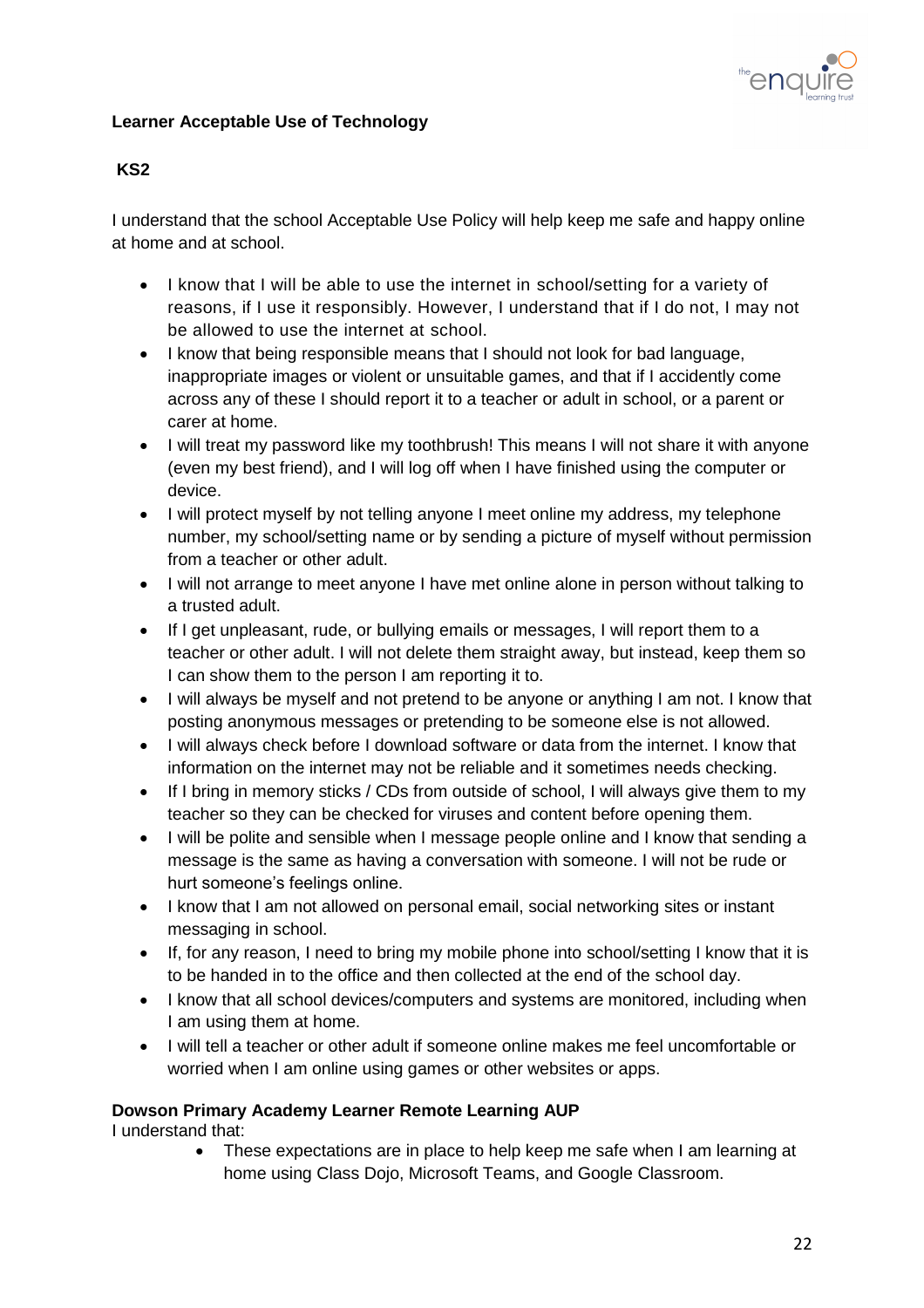**Learner Acceptable Use of Technology**

**KS2**

I understand that the school Acceptable Use Policy will help keep me safe and happy online at home and at school.

- I know that I will be able to use the internet in school/setting for a variety of reasons, if I use it responsibly. However, I understand that if I do not, I may not be allowed to use the internet at school.
- I know that being responsible means that I should not look for bad language, inappropriate images or violent or unsuitable games, and that if I accidently come across any of these I should report it to a teacher or adult in school, or a parent or carer at home.
- I will treat my password like my toothbrush! This means I will not share it with anyone (even my best friend), and I will log off when I have finished using the computer or device.
- I will protect myself by not telling anyone I meet online my address, my telephone number, my school/setting name or by sending a picture of myself without permission from a teacher or other adult.
- I will not arrange to meet anyone I have met online alone in person without talking to a trusted adult.
- If I get unpleasant, rude, or bullying emails or messages, I will report them to a teacher or other adult. I will not delete them straight away, but instead, keep them so I can show them to the person I am reporting it to.
- I will always be myself and not pretend to be anyone or anything I am not. I know that posting anonymous messages or pretending to be someone else is not allowed.
- I will always check before I download software or data from the internet. I know that information on the internet may not be reliable and it sometimes needs checking.
- If I bring in memory sticks / CDs from outside of school, I will always give them to my teacher so they can be checked for viruses and content before opening them.
- I will be polite and sensible when I message people online and I know that sending a message is the same as having a conversation with someone. I will not be rude or hurt someone's feelings online.
- I know that I am not allowed on personal email, social networking sites or instant messaging in school.
- If, for any reason, I need to bring my mobile phone into school/setting I know that it is to be handed in to the office and then collected at the end of the school day.
- I know that all school devices/computers and systems are monitored, including when I am using them at home.
- I will tell a teacher or other adult if someone online makes me feel uncomfortable or worried when I am online using games or other websites or apps.

**Dowson Primary Academy Learner Remote Learning AUP**

I understand that:

- These expectations are in place to help keep me safe when I am learning at home using Class Dojo, Microsoft Teams, and Google Classroom.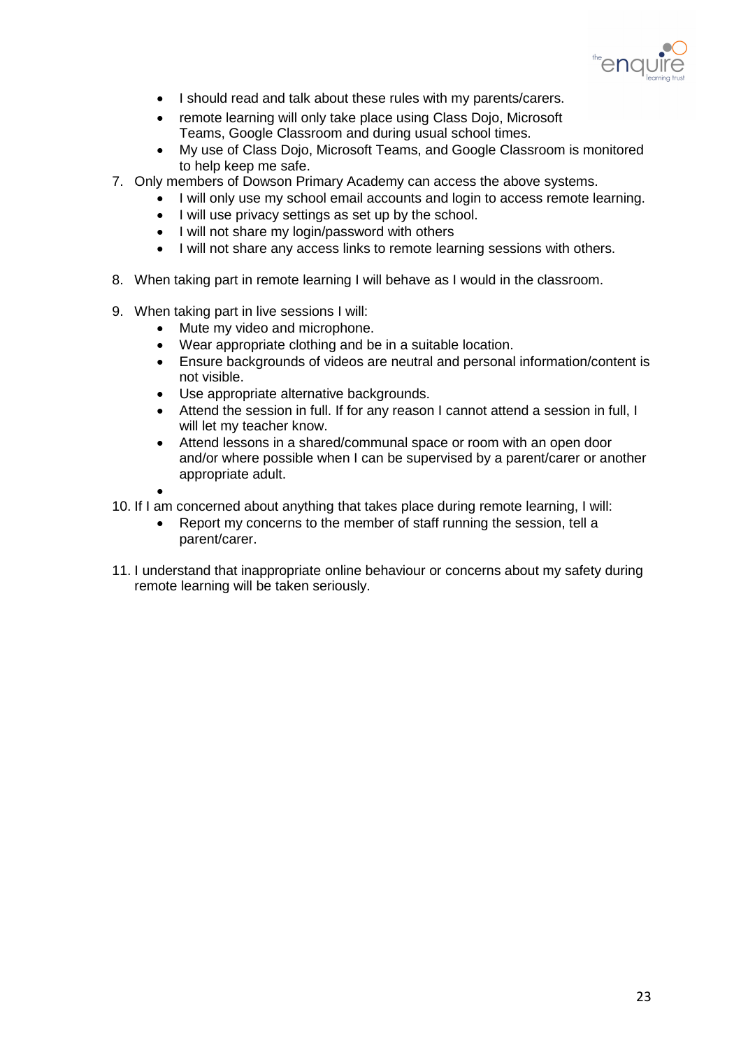- I should read and talk about these rules with my parents/carers.
- remote learning will only take place using Class Dojo, Microsoft Teams, Google Classroom and during usual school times.
- My use of Class Dojo, Microsoft Teams, and Google Classroom is monitored to help keep me safe.

7. Only members of Dowson Primary Academy can access the above systems.
    - I will only use my school email accounts and login to access remote learning.
    - I will use privacy settings as set up by the school.
    - I will not share my login/password with others
    - I will not share any access links to remote learning sessions with others.

8. When taking part in remote learning I will behave as I would in the classroom.

9. When taking part in live sessions I will:
    - Mute my video and microphone.
    - Wear appropriate clothing and be in a suitable location.
    - Ensure backgrounds of videos are neutral and personal information/content is not visible.
    - Use appropriate alternative backgrounds.
    - Attend the session in full. If for any reason I cannot attend a session in full, I will let my teacher know.
    - Attend lessons in a shared/communal space or room with an open door and/or where possible when I can be supervised by a parent/carer or another appropriate adult.
    - 

10. If I am concerned about anything that takes place during remote learning, I will:
    - Report my concerns to the member of staff running the session, tell a parent/carer.

11. I understand that inappropriate online behaviour or concerns about my safety during remote learning will be taken seriously.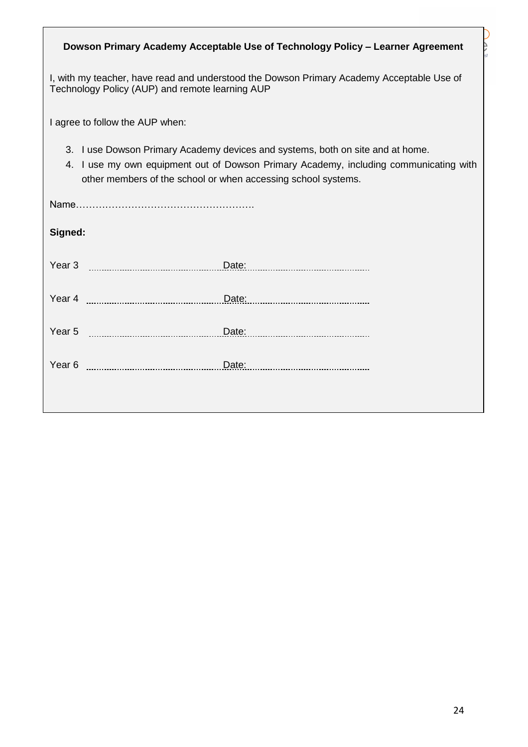**Dowson Primary Academy Acceptable Use of Technology Policy – Learner Agreement**

I, with my teacher, have read and understood the Dowson Primary Academy Acceptable Use of Technology Policy (AUP) and remote learning AUP

I agree to follow the AUP when:

3. I use Dowson Primary Academy devices and systems, both on site and at home.
4. I use my own equipment out of Dowson Primary Academy, including communicating with other members of the school or when accessing school systems.

Name……………………………………………….

**Signed:**

Year 3 ………………………………………… Date: …………………………………………

Year 4 ………………………………………… Date: …………………………………………

Year 5 ………………………………………… Date: …………………………………………

Year 6 ………………………………………… Date: …………………………………………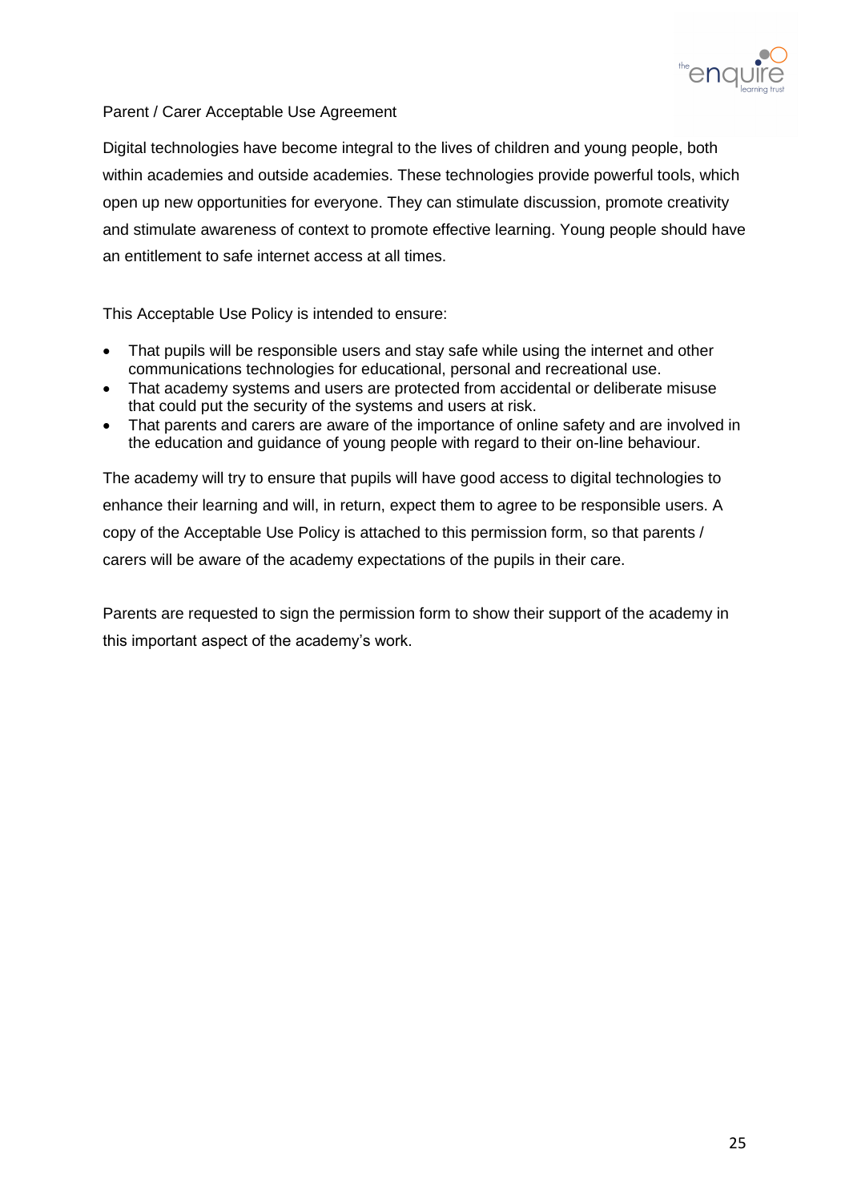Parent / Carer Acceptable Use Agreement

Digital technologies have become integral to the lives of children and young people, both within academies and outside academies. These technologies provide powerful tools, which open up new opportunities for everyone. They can stimulate discussion, promote creativity and stimulate awareness of context to promote effective learning. Young people should have an entitlement to safe internet access at all times.

This Acceptable Use Policy is intended to ensure:

- That pupils will be responsible users and stay safe while using the internet and other communications technologies for educational, personal and recreational use.
- That academy systems and users are protected from accidental or deliberate misuse that could put the security of the systems and users at risk.
- That parents and carers are aware of the importance of online safety and are involved in the education and guidance of young people with regard to their on-line behaviour.

The academy will try to ensure that pupils will have good access to digital technologies to enhance their learning and will, in return, expect them to agree to be responsible users. A copy of the Acceptable Use Policy is attached to this permission form, so that parents / carers will be aware of the academy expectations of the pupils in their care.

Parents are requested to sign the permission form to show their support of the academy in this important aspect of the academy's work.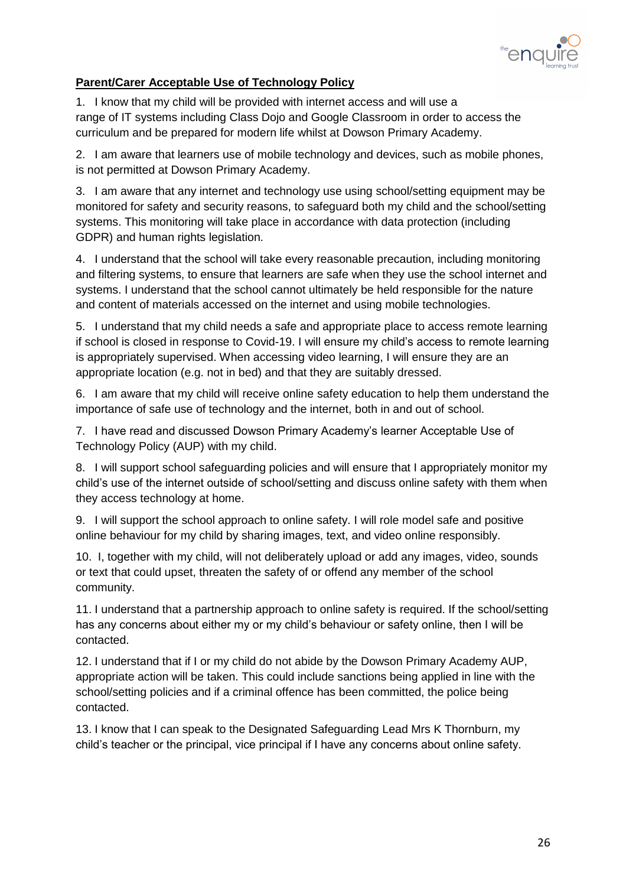**Parent/Carer Acceptable Use of Technology Policy**

1. I know that my child will be provided with internet access and will use a range of IT systems including Class Dojo and Google Classroom in order to access the curriculum and be prepared for modern life whilst at Dowson Primary Academy.

2. I am aware that learners use of mobile technology and devices, such as mobile phones, is not permitted at Dowson Primary Academy.

3. I am aware that any internet and technology use using school/setting equipment may be monitored for safety and security reasons, to safeguard both my child and the school/setting systems. This monitoring will take place in accordance with data protection (including GDPR) and human rights legislation.

4. I understand that the school will take every reasonable precaution, including monitoring and filtering systems, to ensure that learners are safe when they use the school internet and systems. I understand that the school cannot ultimately be held responsible for the nature and content of materials accessed on the internet and using mobile technologies.

5. I understand that my child needs a safe and appropriate place to access remote learning if school is closed in response to Covid-19. I will ensure my child's access to remote learning is appropriately supervised. When accessing video learning, I will ensure they are an appropriate location (e.g. not in bed) and that they are suitably dressed.

6. I am aware that my child will receive online safety education to help them understand the importance of safe use of technology and the internet, both in and out of school.

7. I have read and discussed Dowson Primary Academy's learner Acceptable Use of Technology Policy (AUP) with my child.

8. I will support school safeguarding policies and will ensure that I appropriately monitor my child's use of the internet outside of school/setting and discuss online safety with them when they access technology at home.

9. I will support the school approach to online safety. I will role model safe and positive online behaviour for my child by sharing images, text, and video online responsibly.

10. I, together with my child, will not deliberately upload or add any images, video, sounds or text that could upset, threaten the safety of or offend any member of the school community.

11. I understand that a partnership approach to online safety is required. If the school/setting has any concerns about either my or my child's behaviour or safety online, then I will be contacted.

12. I understand that if I or my child do not abide by the Dowson Primary Academy AUP, appropriate action will be taken. This could include sanctions being applied in line with the school/setting policies and if a criminal offence has been committed, the police being contacted.

13. I know that I can speak to the Designated Safeguarding Lead Mrs K Thornburn, my child's teacher or the principal, vice principal if I have any concerns about online safety.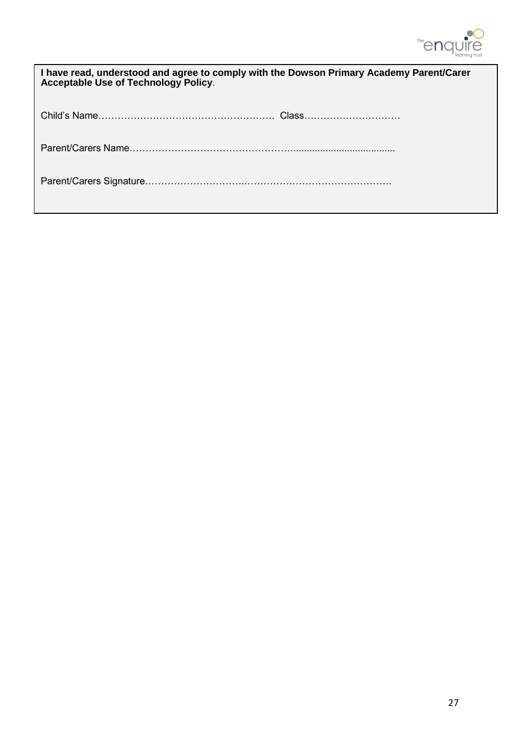**I have read, understood and agree to comply with the Dowson Primary Academy Parent/Carer Acceptable Use of Technology Policy**.

Child's Name………………………………………………. Class…………………………

Parent/Carers Name……………………………………………......................................

Parent/Carers Signature……………………….……….…………………………….……….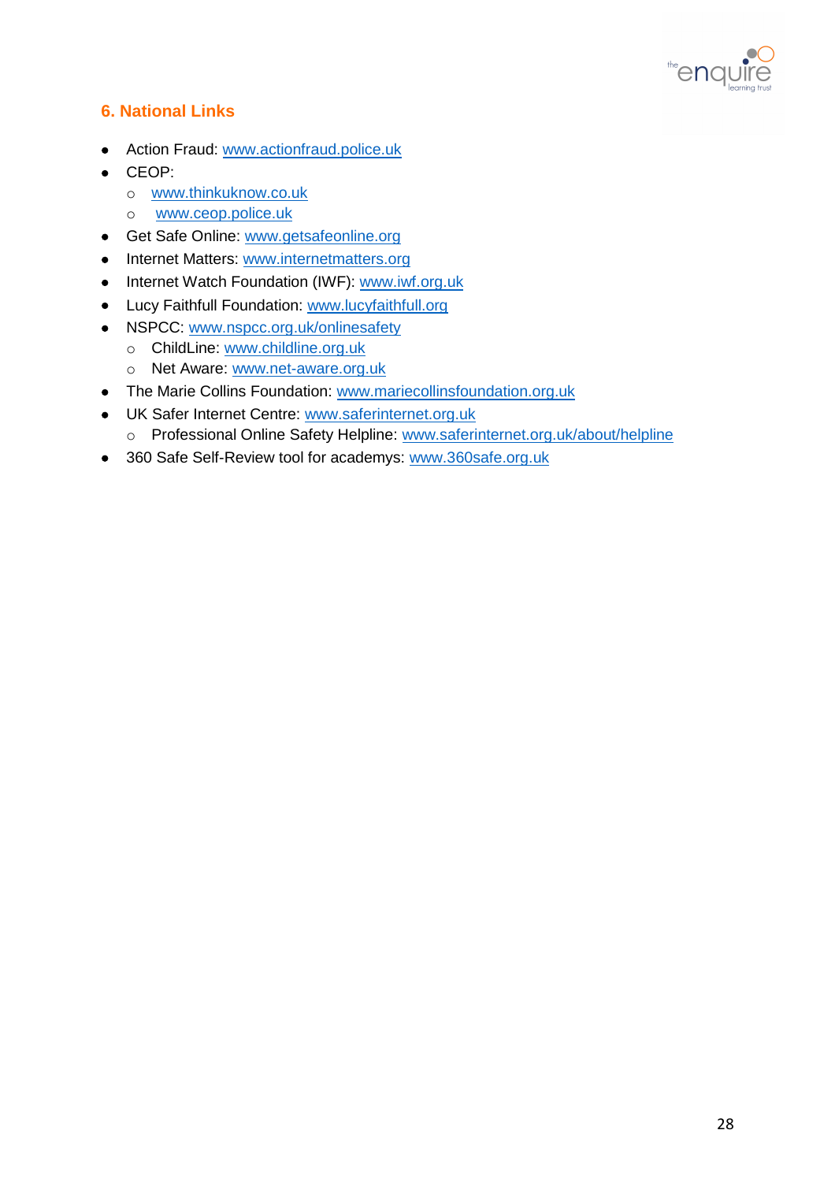## 6. National Links

- Action Fraud: www.actionfraud.police.uk
- CEOP:
  - www.thinkuknow.co.uk
  - www.ceop.police.uk
- Get Safe Online: www.getsafeonline.org
- Internet Matters: www.internetmatters.org
- Internet Watch Foundation (IWF): www.iwf.org.uk
- Lucy Faithfull Foundation: www.lucyfaithfull.org
- NSPCC: www.nspcc.org.uk/onlinesafety
  - ChildLine: www.childline.org.uk
  - Net Aware: www.net-aware.org.uk
- The Marie Collins Foundation: www.mariecollinsfoundation.org.uk
- UK Safer Internet Centre: www.saferinternet.org.uk
  - Professional Online Safety Helpline: www.saferinternet.org.uk/about/helpline
- 360 Safe Self-Review tool for academys: www.360safe.org.uk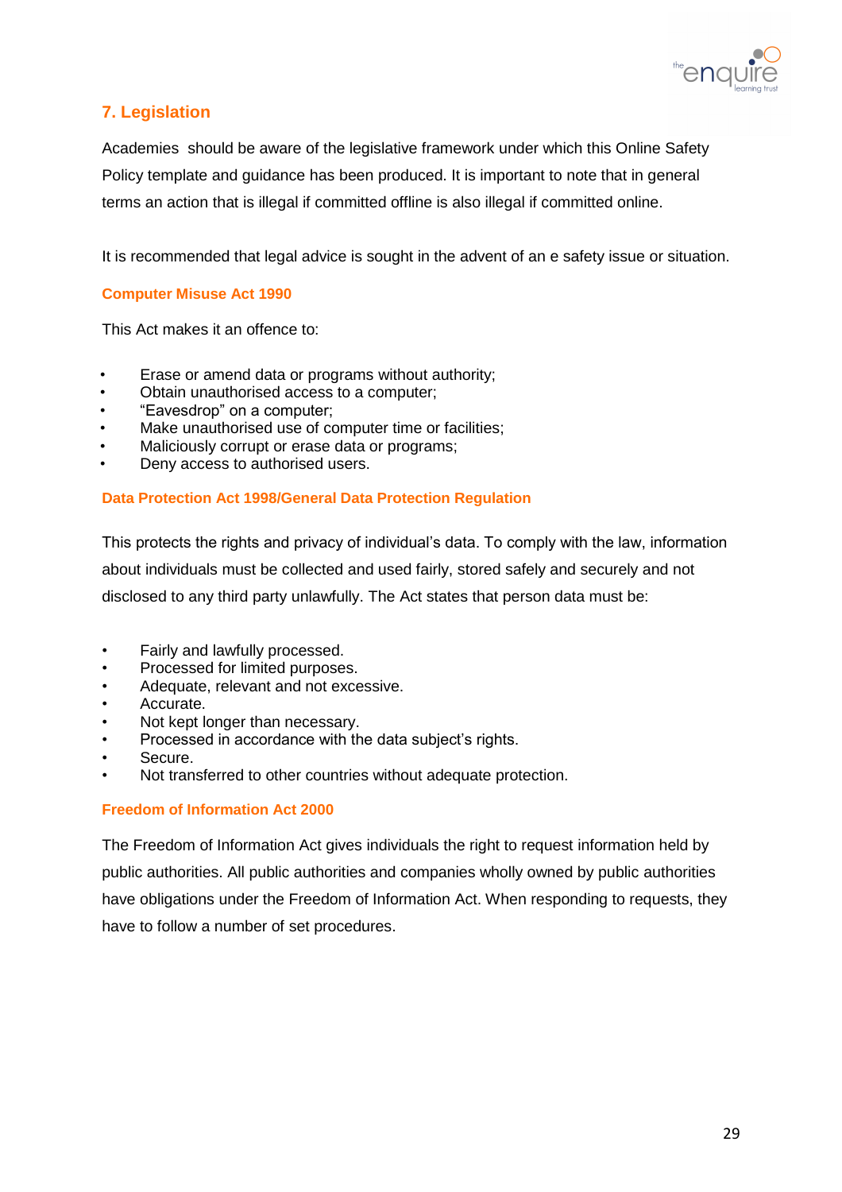## 7. Legislation

Academies should be aware of the legislative framework under which this Online Safety Policy template and guidance has been produced. It is important to note that in general terms an action that is illegal if committed offline is also illegal if committed online.

It is recommended that legal advice is sought in the advent of an e safety issue or situation.

### Computer Misuse Act 1990

This Act makes it an offence to:

- Erase or amend data or programs without authority;
- Obtain unauthorised access to a computer;
- "Eavesdrop" on a computer;
- Make unauthorised use of computer time or facilities;
- Maliciously corrupt or erase data or programs;
- Deny access to authorised users.

### Data Protection Act 1998/General Data Protection Regulation

This protects the rights and privacy of individual's data. To comply with the law, information about individuals must be collected and used fairly, stored safely and securely and not disclosed to any third party unlawfully. The Act states that person data must be:

- Fairly and lawfully processed.
- Processed for limited purposes.
- Adequate, relevant and not excessive.
- Accurate.
- Not kept longer than necessary.
- Processed in accordance with the data subject's rights.
- Secure.
- Not transferred to other countries without adequate protection.

### Freedom of Information Act 2000

The Freedom of Information Act gives individuals the right to request information held by public authorities. All public authorities and companies wholly owned by public authorities have obligations under the Freedom of Information Act. When responding to requests, they have to follow a number of set procedures.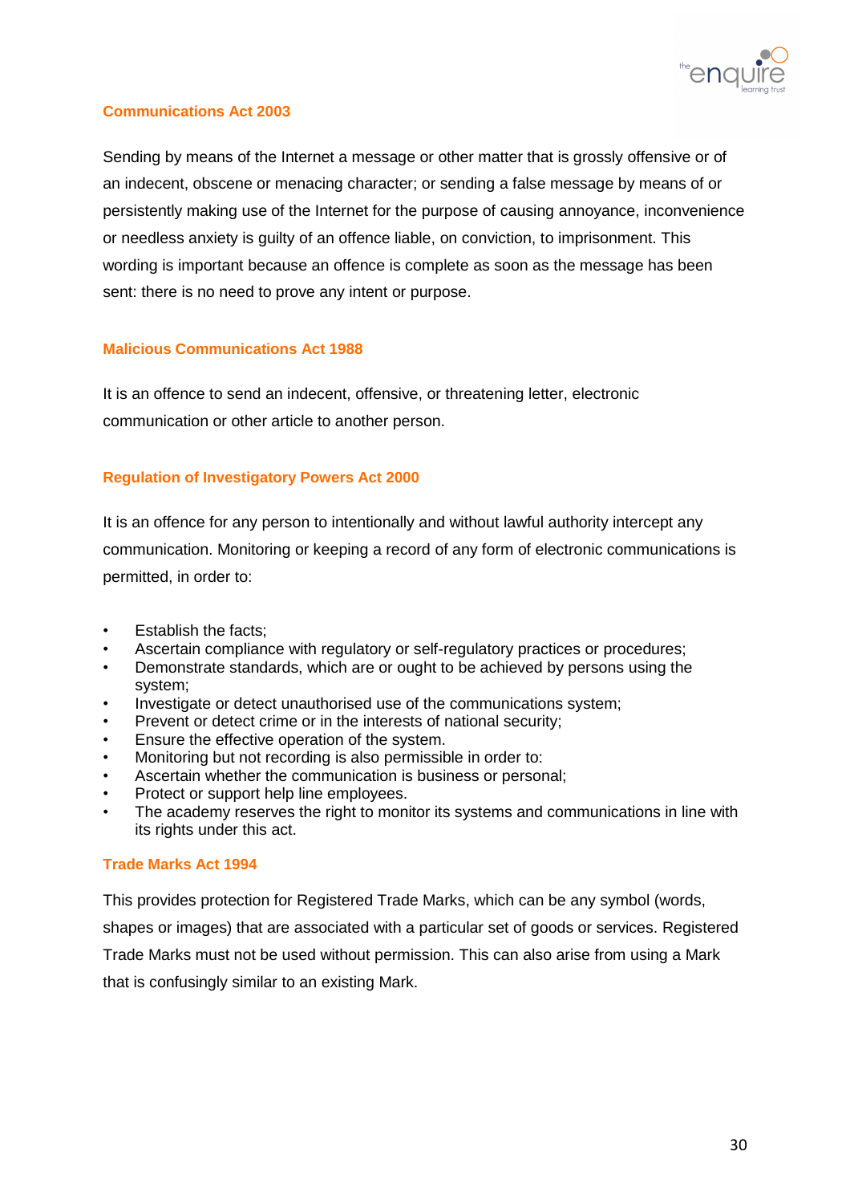### Communications Act 2003

Sending by means of the Internet a message or other matter that is grossly offensive or of an indecent, obscene or menacing character; or sending a false message by means of or persistently making use of the Internet for the purpose of causing annoyance, inconvenience or needless anxiety is guilty of an offence liable, on conviction, to imprisonment. This wording is important because an offence is complete as soon as the message has been sent: there is no need to prove any intent or purpose.

### Malicious Communications Act 1988

It is an offence to send an indecent, offensive, or threatening letter, electronic communication or other article to another person.

### Regulation of Investigatory Powers Act 2000

It is an offence for any person to intentionally and without lawful authority intercept any communication. Monitoring or keeping a record of any form of electronic communications is permitted, in order to:

- Establish the facts;
- Ascertain compliance with regulatory or self-regulatory practices or procedures;
- Demonstrate standards, which are or ought to be achieved by persons using the system;
- Investigate or detect unauthorised use of the communications system;
- Prevent or detect crime or in the interests of national security;
- Ensure the effective operation of the system.
- Monitoring but not recording is also permissible in order to:
- Ascertain whether the communication is business or personal;
- Protect or support help line employees.
- The academy reserves the right to monitor its systems and communications in line with its rights under this act.

### Trade Marks Act 1994

This provides protection for Registered Trade Marks, which can be any symbol (words, shapes or images) that are associated with a particular set of goods or services. Registered Trade Marks must not be used without permission. This can also arise from using a Mark that is confusingly similar to an existing Mark.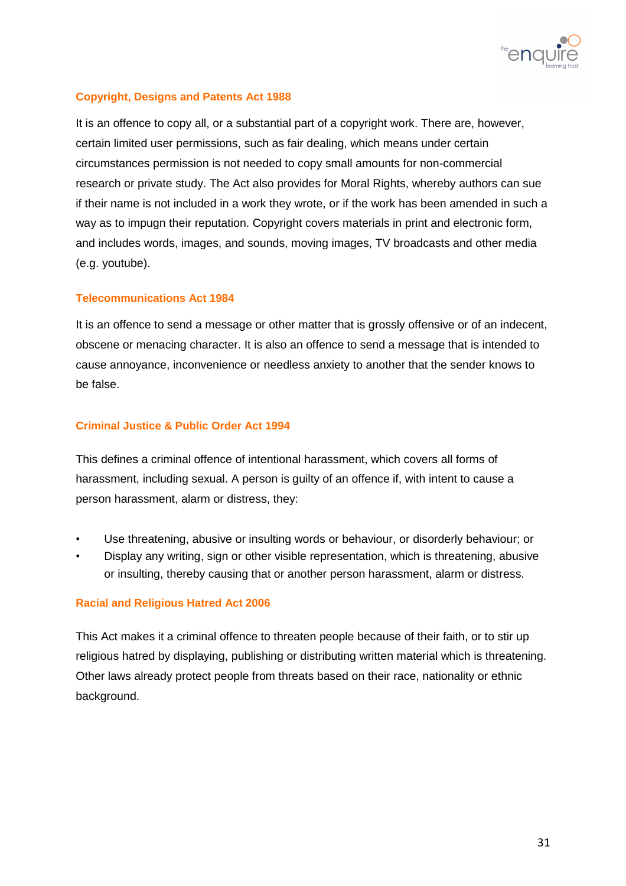### Copyright, Designs and Patents Act 1988

It is an offence to copy all, or a substantial part of a copyright work. There are, however, certain limited user permissions, such as fair dealing, which means under certain circumstances permission is not needed to copy small amounts for non-commercial research or private study. The Act also provides for Moral Rights, whereby authors can sue if their name is not included in a work they wrote, or if the work has been amended in such a way as to impugn their reputation. Copyright covers materials in print and electronic form, and includes words, images, and sounds, moving images, TV broadcasts and other media (e.g. youtube).

### Telecommunications Act 1984

It is an offence to send a message or other matter that is grossly offensive or of an indecent, obscene or menacing character. It is also an offence to send a message that is intended to cause annoyance, inconvenience or needless anxiety to another that the sender knows to be false.

### Criminal Justice & Public Order Act 1994

This defines a criminal offence of intentional harassment, which covers all forms of harassment, including sexual. A person is guilty of an offence if, with intent to cause a person harassment, alarm or distress, they:

- Use threatening, abusive or insulting words or behaviour, or disorderly behaviour; or
- Display any writing, sign or other visible representation, which is threatening, abusive or insulting, thereby causing that or another person harassment, alarm or distress.

### Racial and Religious Hatred Act 2006

This Act makes it a criminal offence to threaten people because of their faith, or to stir up religious hatred by displaying, publishing or distributing written material which is threatening. Other laws already protect people from threats based on their race, nationality or ethnic background.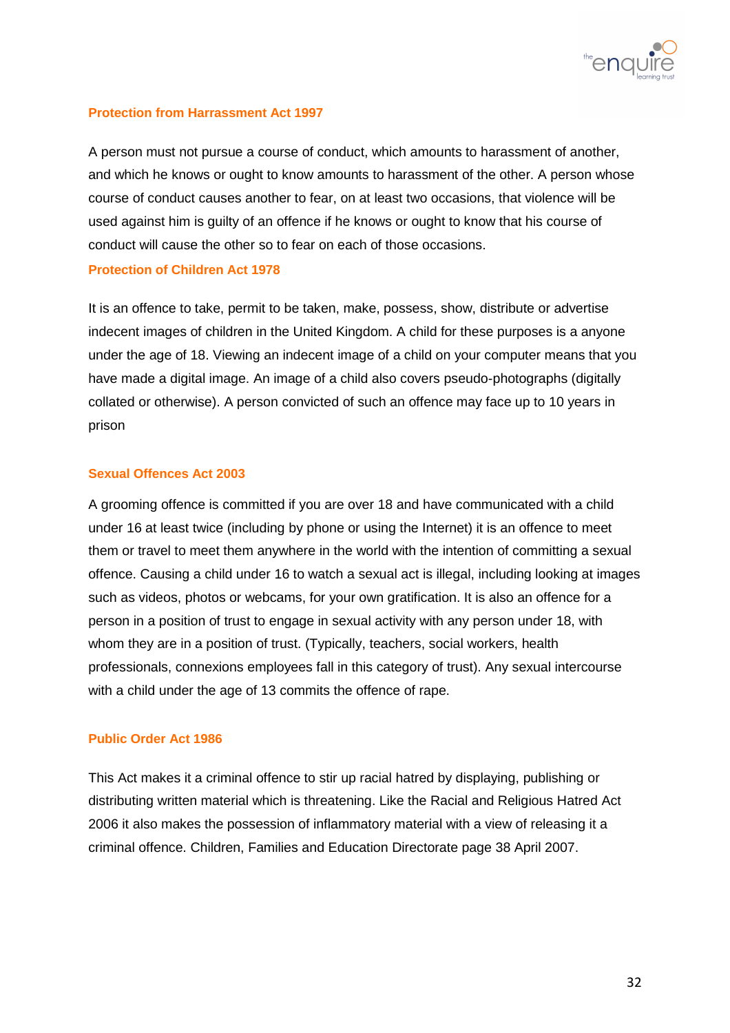### Protection from Harrassment Act 1997

A person must not pursue a course of conduct, which amounts to harassment of another, and which he knows or ought to know amounts to harassment of the other. A person whose course of conduct causes another to fear, on at least two occasions, that violence will be used against him is guilty of an offence if he knows or ought to know that his course of conduct will cause the other so to fear on each of those occasions.

### Protection of Children Act 1978

It is an offence to take, permit to be taken, make, possess, show, distribute or advertise indecent images of children in the United Kingdom. A child for these purposes is a anyone under the age of 18. Viewing an indecent image of a child on your computer means that you have made a digital image. An image of a child also covers pseudo-photographs (digitally collated or otherwise). A person convicted of such an offence may face up to 10 years in prison

### Sexual Offences Act 2003

A grooming offence is committed if you are over 18 and have communicated with a child under 16 at least twice (including by phone or using the Internet) it is an offence to meet them or travel to meet them anywhere in the world with the intention of committing a sexual offence. Causing a child under 16 to watch a sexual act is illegal, including looking at images such as videos, photos or webcams, for your own gratification. It is also an offence for a person in a position of trust to engage in sexual activity with any person under 18, with whom they are in a position of trust. (Typically, teachers, social workers, health professionals, connexions employees fall in this category of trust). Any sexual intercourse with a child under the age of 13 commits the offence of rape.

### Public Order Act 1986

This Act makes it a criminal offence to stir up racial hatred by displaying, publishing or distributing written material which is threatening. Like the Racial and Religious Hatred Act 2006 it also makes the possession of inflammatory material with a view of releasing it a criminal offence. Children, Families and Education Directorate page 38 April 2007.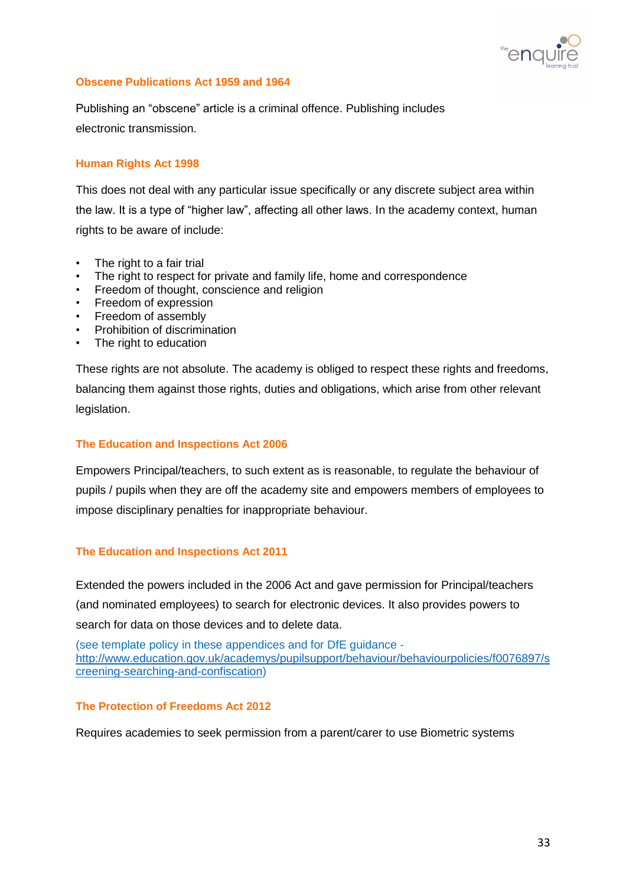### Obscene Publications Act 1959 and 1964

Publishing an "obscene" article is a criminal offence. Publishing includes electronic transmission.

### Human Rights Act 1998

This does not deal with any particular issue specifically or any discrete subject area within the law. It is a type of "higher law", affecting all other laws. In the academy context, human rights to be aware of include:

- The right to a fair trial
- The right to respect for private and family life, home and correspondence
- Freedom of thought, conscience and religion
- Freedom of expression
- Freedom of assembly
- Prohibition of discrimination
- The right to education

These rights are not absolute. The academy is obliged to respect these rights and freedoms, balancing them against those rights, duties and obligations, which arise from other relevant legislation.

### The Education and Inspections Act 2006

Empowers Principal/teachers, to such extent as is reasonable, to regulate the behaviour of pupils / pupils when they are off the academy site and empowers members of employees to impose disciplinary penalties for inappropriate behaviour.

### The Education and Inspections Act 2011

Extended the powers included in the 2006 Act and gave permission for Principal/teachers (and nominated employees) to search for electronic devices. It also provides powers to search for data on those devices and to delete data.

(see template policy in these appendices and for DfE guidance - http://www.education.gov.uk/academys/pupilsupport/behaviour/behaviourpolicies/f0076897/screening-searching-and-confiscation)

### The Protection of Freedoms Act 2012

Requires academies to seek permission from a parent/carer to use Biometric systems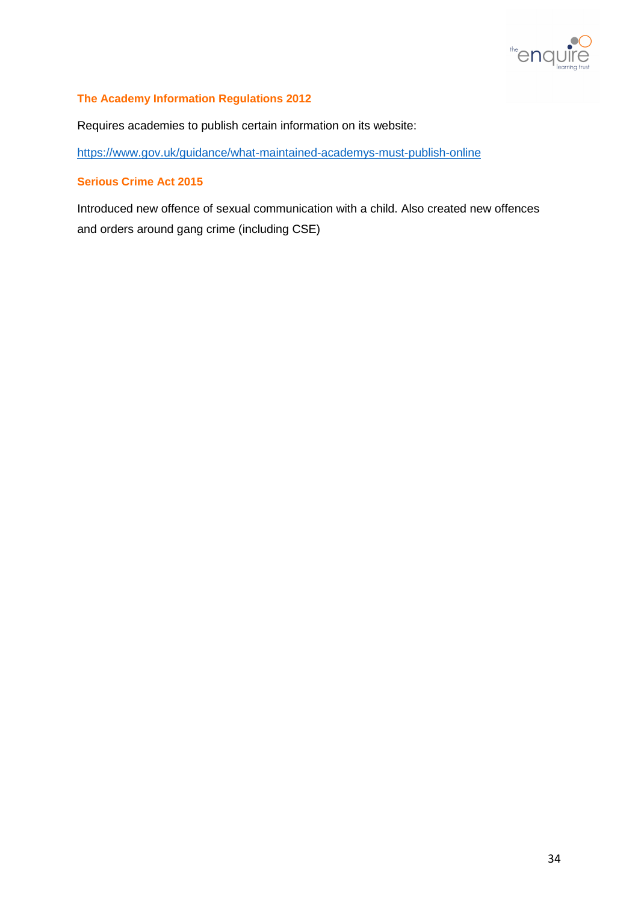### The Academy Information Regulations 2012

Requires academies to publish certain information on its website:

https://www.gov.uk/guidance/what-maintained-academys-must-publish-online

### Serious Crime Act 2015

Introduced new offence of sexual communication with a child. Also created new offences and orders around gang crime (including CSE)